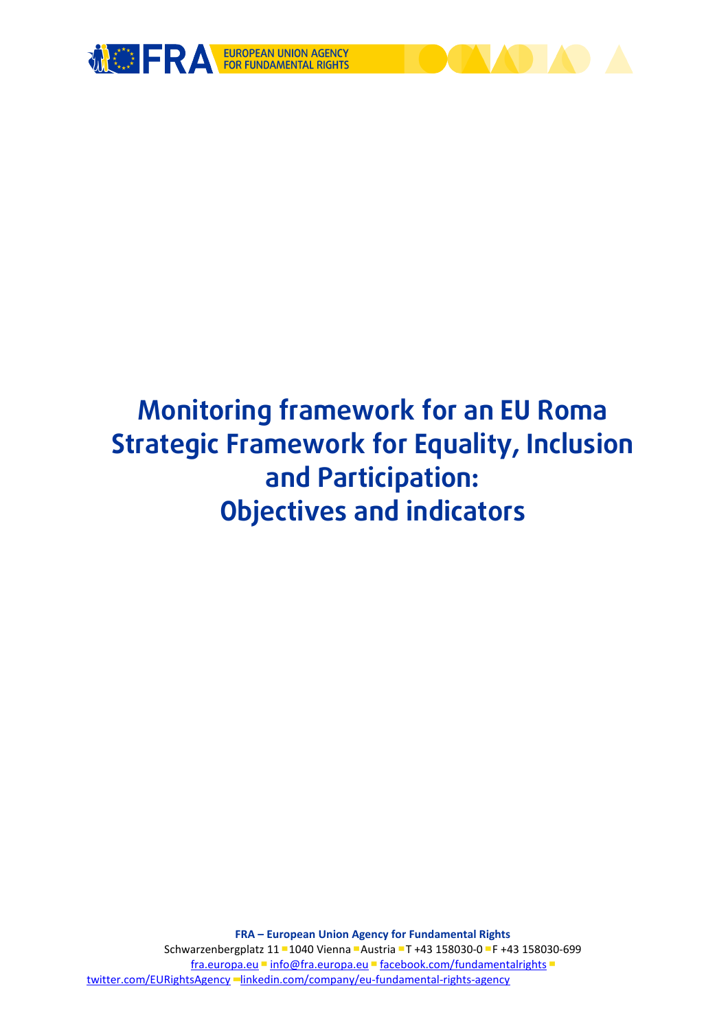EUROPEAN UNION AGENCY FOR FUNDAMENTAL RIGHTS

# Monitoring framework for an EU Roma Strategic Framework for Equality, Inclusion and Participation: Objectives and indicators

**FRA – European Union Agency for Fundamental Rights**

Schwarzenbergplatz 11 ▪ 1040 Vienna ▪ Austria ▪ T +43 158030-0 ▪ F +43 158030-699

fra.europa.eu ▪ info@fra.europa.eu ▪ facebook.com/fundamentalrights ▪ twitter.com/EURightsAgency ▪ linkedin.com/company/eu-fundamental-rights-agency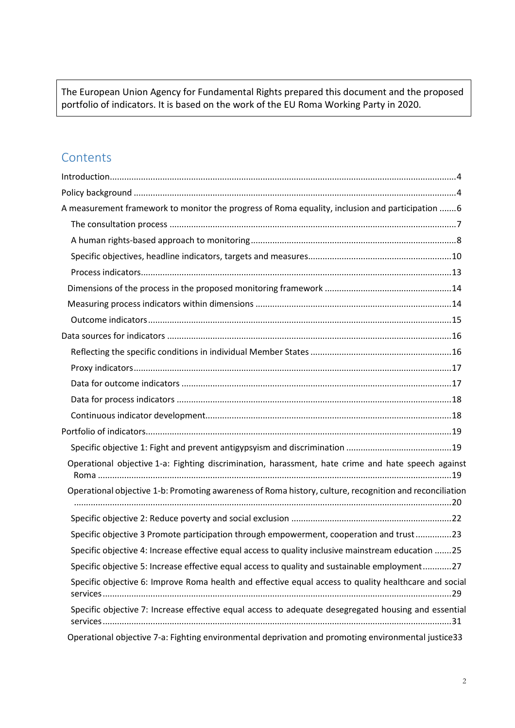The European Union Agency for Fundamental Rights prepared this document and the proposed portfolio of indicators. It is based on the work of the EU Roma Working Party in 2020.

## Contents

- Introduction....4
- Policy background....4
- A measurement framework to monitor the progress of Roma equality, inclusion and participation....6
  - The consultation process....7
  - A human rights-based approach to monitoring....8
  - Specific objectives, headline indicators, targets and measures....10
  - Process indicators....13
  - Dimensions of the process in the proposed monitoring framework....14
  - Measuring process indicators within dimensions....14
  - Outcome indicators....15
- Data sources for indicators....16
  - Reflecting the specific conditions in individual Member States....16
  - Proxy indicators....17
  - Data for outcome indicators....17
  - Data for process indicators....18
  - Continuous indicator development....18
- Portfolio of indicators....19
  - Specific objective 1: Fight and prevent antigypsyism and discrimination....19
  - Operational objective 1-a: Fighting discrimination, harassment, hate crime and hate speech against Roma....19
  - Operational objective 1-b: Promoting awareness of Roma history, culture, recognition and reconciliation....20
  - Specific objective 2: Reduce poverty and social exclusion....22
  - Specific objective 3 Promote participation through empowerment, cooperation and trust....23
  - Specific objective 4: Increase effective equal access to quality inclusive mainstream education....25
  - Specific objective 5: Increase effective equal access to quality and sustainable employment....27
  - Specific objective 6: Improve Roma health and effective equal access to quality healthcare and social services....29
  - Specific objective 7: Increase effective equal access to adequate desegregated housing and essential services....31
  - Operational objective 7-a: Fighting environmental deprivation and promoting environmental justice....33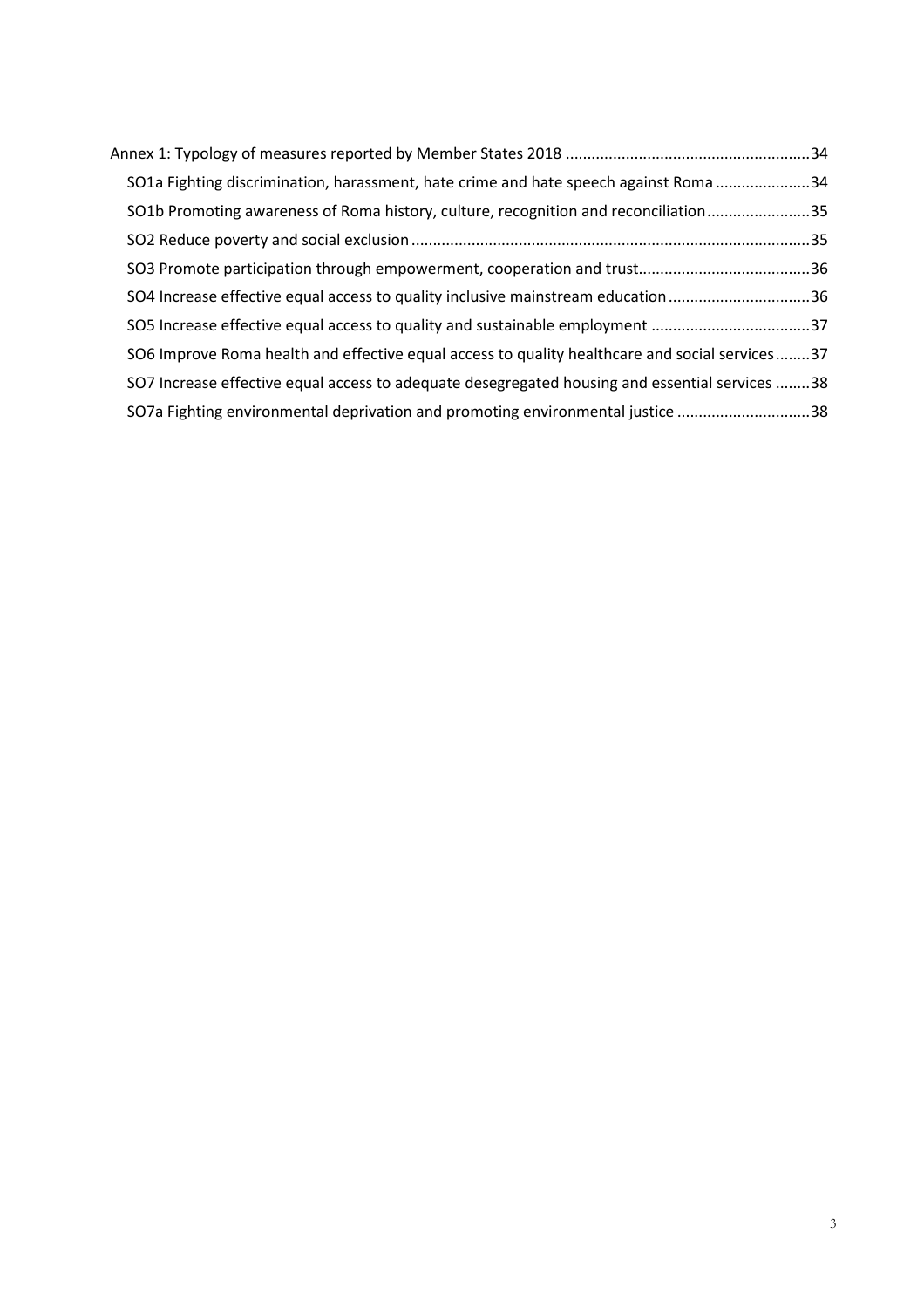Annex 1: Typology of measures reported by Member States 2018 .......................................................34

- SO1a Fighting discrimination, harassment, hate crime and hate speech against Roma .....................34
- SO1b Promoting awareness of Roma history, culture, recognition and reconciliation........................35
- SO2 Reduce poverty and social exclusion ...........................................................................................35
- SO3 Promote participation through empowerment, cooperation and trust.......................................36
- SO4 Increase effective equal access to quality inclusive mainstream education ................................36
- SO5 Increase effective equal access to quality and sustainable employment ....................................37
- SO6 Improve Roma health and effective equal access to quality healthcare and social services........37
- SO7 Increase effective equal access to adequate desegregated housing and essential services ........38
- SO7a Fighting environmental deprivation and promoting environmental justice ..............................38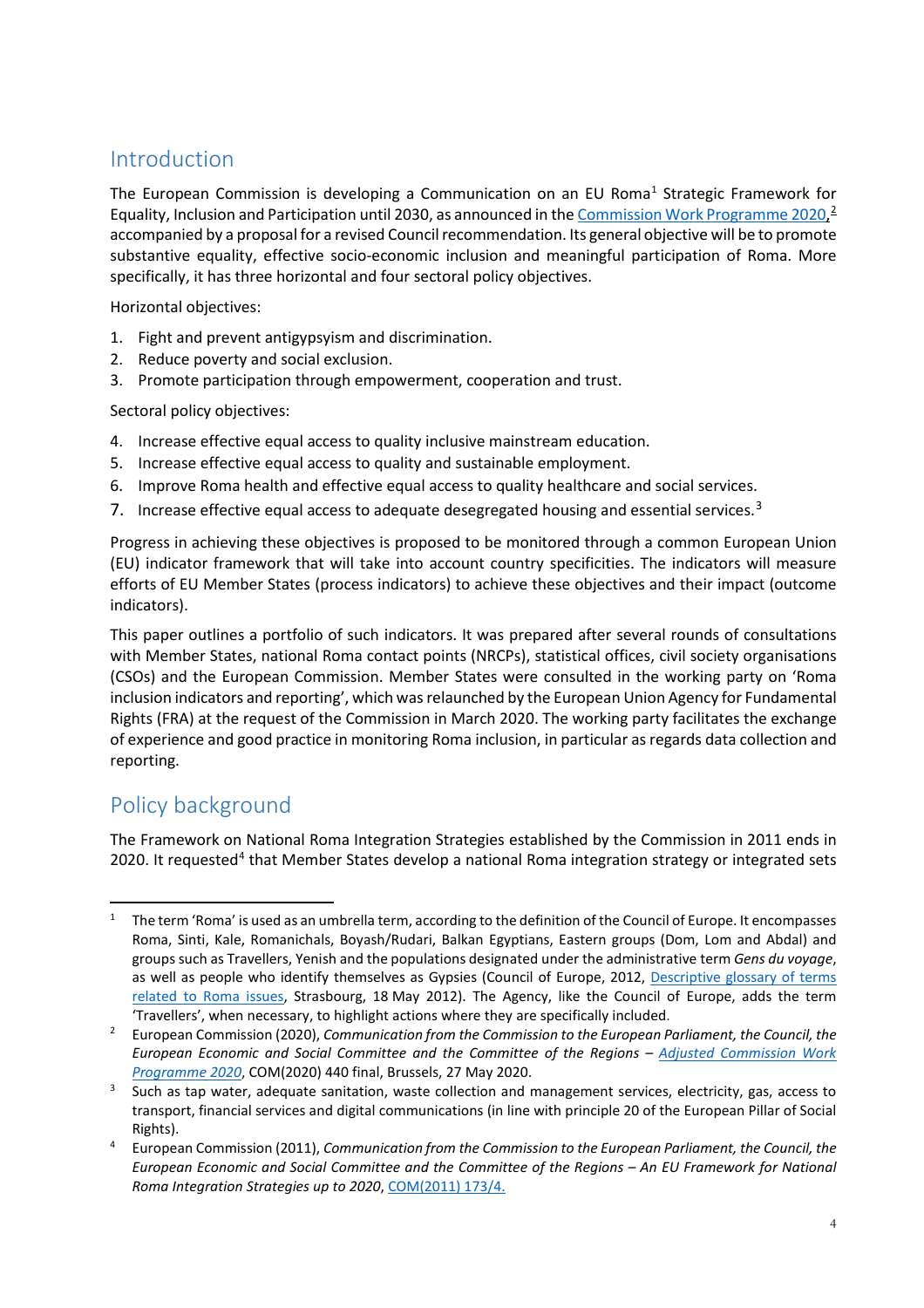## Introduction

The European Commission is developing a Communication on an EU Roma[1] Strategic Framework for Equality, Inclusion and Participation until 2030, as announced in the Commission Work Programme 2020,[2] accompanied by a proposal for a revised Council recommendation. Its general objective will be to promote substantive equality, effective socio-economic inclusion and meaningful participation of Roma. More specifically, it has three horizontal and four sectoral policy objectives.

Horizontal objectives:

1. Fight and prevent antigypsyism and discrimination.
2. Reduce poverty and social exclusion.
3. Promote participation through empowerment, cooperation and trust.

Sectoral policy objectives:

4. Increase effective equal access to quality inclusive mainstream education.
5. Increase effective equal access to quality and sustainable employment.
6. Improve Roma health and effective equal access to quality healthcare and social services.
7. Increase effective equal access to adequate desegregated housing and essential services.[3]

Progress in achieving these objectives is proposed to be monitored through a common European Union (EU) indicator framework that will take into account country specificities. The indicators will measure efforts of EU Member States (process indicators) to achieve these objectives and their impact (outcome indicators).

This paper outlines a portfolio of such indicators. It was prepared after several rounds of consultations with Member States, national Roma contact points (NRCPs), statistical offices, civil society organisations (CSOs) and the European Commission. Member States were consulted in the working party on 'Roma inclusion indicators and reporting', which was relaunched by the European Union Agency for Fundamental Rights (FRA) at the request of the Commission in March 2020. The working party facilitates the exchange of experience and good practice in monitoring Roma inclusion, in particular as regards data collection and reporting.

## Policy background

The Framework on National Roma Integration Strategies established by the Commission in 2011 ends in 2020. It requested[4] that Member States develop a national Roma integration strategy or integrated sets

---

[1] The term 'Roma' is used as an umbrella term, according to the definition of the Council of Europe. It encompasses Roma, Sinti, Kale, Romanichals, Boyash/Rudari, Balkan Egyptians, Eastern groups (Dom, Lom and Abdal) and groups such as Travellers, Yenish and the populations designated under the administrative term *Gens du voyage*, as well as people who identify themselves as Gypsies (Council of Europe, 2012, Descriptive glossary of terms related to Roma issues, Strasbourg, 18 May 2012). The Agency, like the Council of Europe, adds the term 'Travellers', when necessary, to highlight actions where they are specifically included.

[2] European Commission (2020), *Communication from the Commission to the European Parliament, the Council, the European Economic and Social Committee and the Committee of the Regions – Adjusted Commission Work Programme 2020*, COM(2020) 440 final, Brussels, 27 May 2020.

[3] Such as tap water, adequate sanitation, waste collection and management services, electricity, gas, access to transport, financial services and digital communications (in line with principle 20 of the European Pillar of Social Rights).

[4] European Commission (2011), *Communication from the Commission to the European Parliament, the Council, the European Economic and Social Committee and the Committee of the Regions – An EU Framework for National Roma Integration Strategies up to 2020*, COM(2011) 173/4.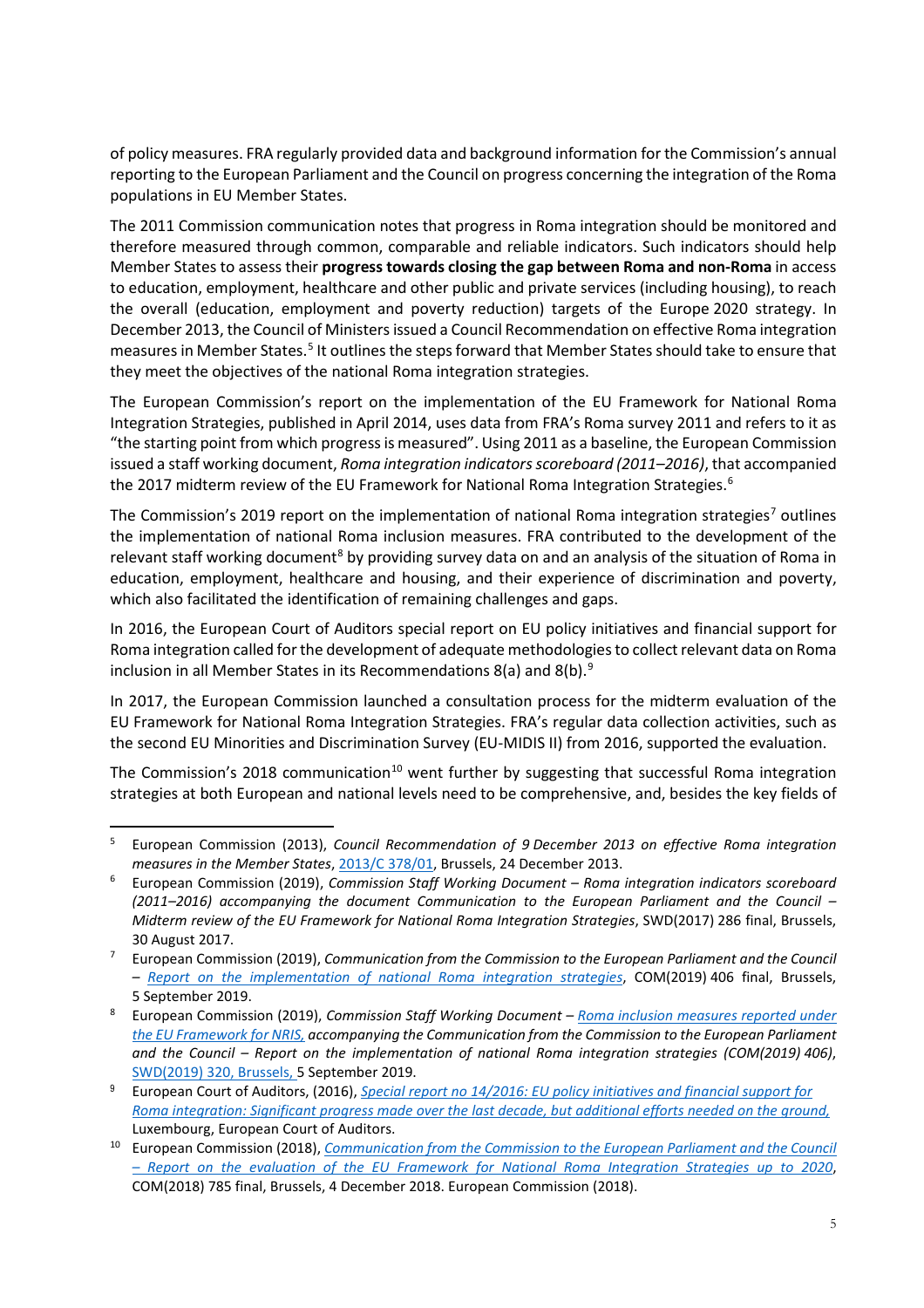of policy measures. FRA regularly provided data and background information for the Commission's annual reporting to the European Parliament and the Council on progress concerning the integration of the Roma populations in EU Member States.

The 2011 Commission communication notes that progress in Roma integration should be monitored and therefore measured through common, comparable and reliable indicators. Such indicators should help Member States to assess their **progress towards closing the gap between Roma and non-Roma** in access to education, employment, healthcare and other public and private services (including housing), to reach the overall (education, employment and poverty reduction) targets of the Europe 2020 strategy. In December 2013, the Council of Ministers issued a Council Recommendation on effective Roma integration measures in Member States.[5] It outlines the steps forward that Member States should take to ensure that they meet the objectives of the national Roma integration strategies.

The European Commission's report on the implementation of the EU Framework for National Roma Integration Strategies, published in April 2014, uses data from FRA's Roma survey 2011 and refers to it as "the starting point from which progress is measured". Using 2011 as a baseline, the European Commission issued a staff working document, *Roma integration indicators scoreboard (2011–2016)*, that accompanied the 2017 midterm review of the EU Framework for National Roma Integration Strategies.[6]

The Commission's 2019 report on the implementation of national Roma integration strategies[7] outlines the implementation of national Roma inclusion measures. FRA contributed to the development of the relevant staff working document[8] by providing survey data on and an analysis of the situation of Roma in education, employment, healthcare and housing, and their experience of discrimination and poverty, which also facilitated the identification of remaining challenges and gaps.

In 2016, the European Court of Auditors special report on EU policy initiatives and financial support for Roma integration called for the development of adequate methodologies to collect relevant data on Roma inclusion in all Member States in its Recommendations 8(a) and 8(b).[9]

In 2017, the European Commission launched a consultation process for the midterm evaluation of the EU Framework for National Roma Integration Strategies. FRA's regular data collection activities, such as the second EU Minorities and Discrimination Survey (EU-MIDIS II) from 2016, supported the evaluation.

The Commission's 2018 communication[10] went further by suggesting that successful Roma integration strategies at both European and national levels need to be comprehensive, and, besides the key fields of

---

[5] European Commission (2013), *Council Recommendation of 9 December 2013 on effective Roma integration measures in the Member States*, 2013/C 378/01, Brussels, 24 December 2013.

[6] European Commission (2019), *Commission Staff Working Document – Roma integration indicators scoreboard (2011–2016) accompanying the document Communication to the European Parliament and the Council – Midterm review of the EU Framework for National Roma Integration Strategies*, SWD(2017) 286 final, Brussels, 30 August 2017.

[7] European Commission (2019), *Communication from the Commission to the European Parliament and the Council – Report on the implementation of national Roma integration strategies*, COM(2019) 406 final, Brussels, 5 September 2019.

[8] European Commission (2019), *Commission Staff Working Document – Roma inclusion measures reported under the EU Framework for NRIS, accompanying the Communication from the Commission to the European Parliament and the Council – Report on the implementation of national Roma integration strategies (COM(2019) 406)*, SWD(2019) 320, Brussels, 5 September 2019.

[9] European Court of Auditors, (2016), *Special report no 14/2016: EU policy initiatives and financial support for Roma integration: Significant progress made over the last decade, but additional efforts needed on the ground,* Luxembourg, European Court of Auditors.

[10] European Commission (2018), *Communication from the Commission to the European Parliament and the Council – Report on the evaluation of the EU Framework for National Roma Integration Strategies up to 2020*, COM(2018) 785 final, Brussels, 4 December 2018. European Commission (2018).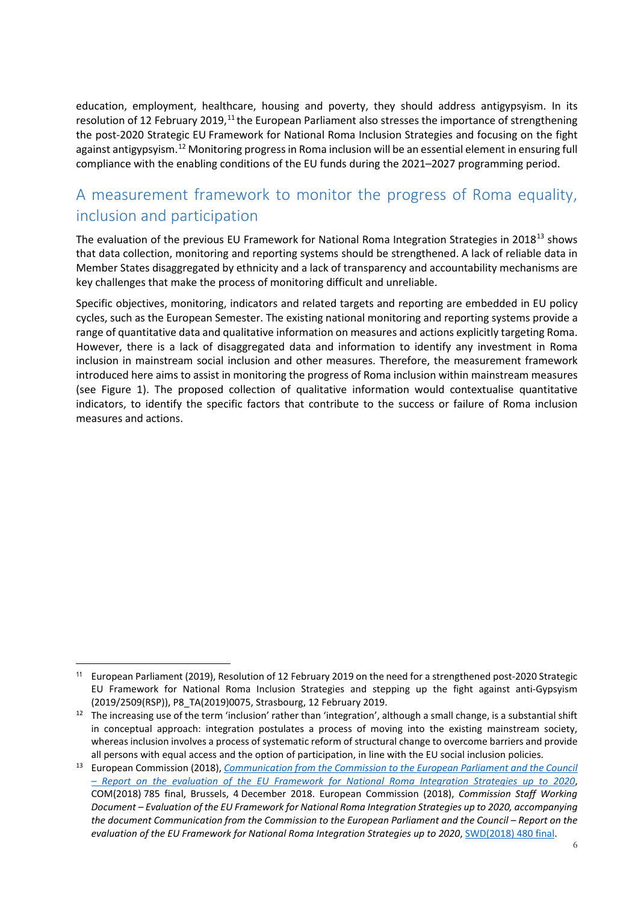education, employment, healthcare, housing and poverty, they should address antigypsyism. In its resolution of 12 February 2019,[11] the European Parliament also stresses the importance of strengthening the post-2020 Strategic EU Framework for National Roma Inclusion Strategies and focusing on the fight against antigypsyism.[12] Monitoring progress in Roma inclusion will be an essential element in ensuring full compliance with the enabling conditions of the EU funds during the 2021–2027 programming period.

## A measurement framework to monitor the progress of Roma equality, inclusion and participation

The evaluation of the previous EU Framework for National Roma Integration Strategies in 2018[13] shows that data collection, monitoring and reporting systems should be strengthened. A lack of reliable data in Member States disaggregated by ethnicity and a lack of transparency and accountability mechanisms are key challenges that make the process of monitoring difficult and unreliable.

Specific objectives, monitoring, indicators and related targets and reporting are embedded in EU policy cycles, such as the European Semester. The existing national monitoring and reporting systems provide a range of quantitative data and qualitative information on measures and actions explicitly targeting Roma. However, there is a lack of disaggregated data and information to identify any investment in Roma inclusion in mainstream social inclusion and other measures. Therefore, the measurement framework introduced here aims to assist in monitoring the progress of Roma inclusion within mainstream measures (see Figure 1). The proposed collection of qualitative information would contextualise quantitative indicators, to identify the specific factors that contribute to the success or failure of Roma inclusion measures and actions.

---

[11] European Parliament (2019), Resolution of 12 February 2019 on the need for a strengthened post-2020 Strategic EU Framework for National Roma Inclusion Strategies and stepping up the fight against anti-Gypsyism (2019/2509(RSP)), P8_TA(2019)0075, Strasbourg, 12 February 2019.

[12] The increasing use of the term 'inclusion' rather than 'integration', although a small change, is a substantial shift in conceptual approach: integration postulates a process of moving into the existing mainstream society, whereas inclusion involves a process of systematic reform of structural change to overcome barriers and provide all persons with equal access and the option of participation, in line with the EU social inclusion policies.

[13] European Commission (2018), *Communication from the Commission to the European Parliament and the Council – Report on the evaluation of the EU Framework for National Roma Integration Strategies up to 2020*, COM(2018) 785 final, Brussels, 4 December 2018. European Commission (2018), *Commission Staff Working Document – Evaluation of the EU Framework for National Roma Integration Strategies up to 2020, accompanying the document Communication from the Commission to the European Parliament and the Council – Report on the evaluation of the EU Framework for National Roma Integration Strategies up to 2020*, SWD(2018) 480 final.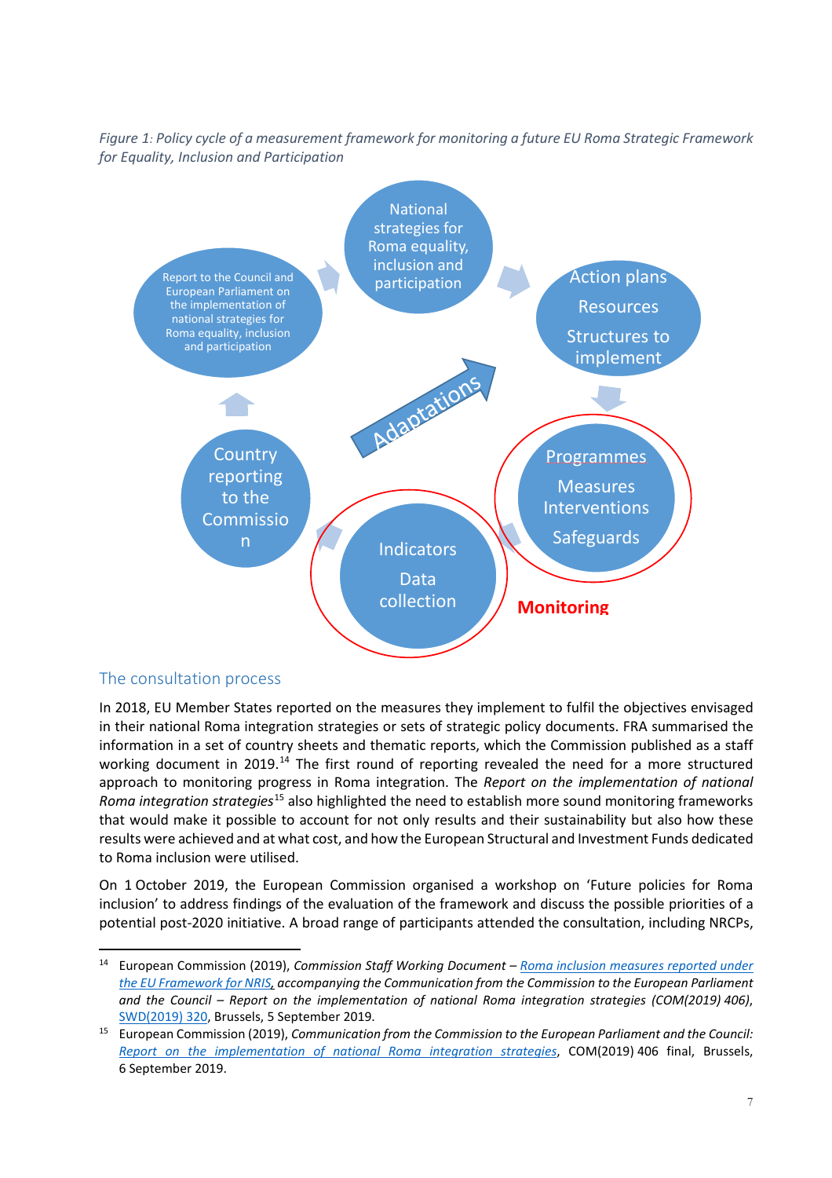*Figure 1: Policy cycle of a measurement framework for monitoring a future EU Roma Strategic Framework for Equality, Inclusion and Participation*

National strategies for Roma equality, inclusion and participation

Action plans

Resources

Structures to implement

Programmes

Measures

Interventions

Safeguards

Monitoring

Indicators

Data collection

Country reporting to the Commission

Report to the Council and European Parliament on the implementation of national strategies for Roma equality, inclusion and participation

Adaptations

## The consultation process

In 2018, EU Member States reported on the measures they implement to fulfil the objectives envisaged in their national Roma integration strategies or sets of strategic policy documents. FRA summarised the information in a set of country sheets and thematic reports, which the Commission published as a staff working document in 2019.[14] The first round of reporting revealed the need for a more structured approach to monitoring progress in Roma integration. The *Report on the implementation of national Roma integration strategies*[15] also highlighted the need to establish more sound monitoring frameworks that would make it possible to account for not only results and their sustainability but also how these results were achieved and at what cost, and how the European Structural and Investment Funds dedicated to Roma inclusion were utilised.

On 1 October 2019, the European Commission organised a workshop on 'Future policies for Roma inclusion' to address findings of the evaluation of the framework and discuss the possible priorities of a potential post-2020 initiative. A broad range of participants attended the consultation, including NRCPs,

---

[14] European Commission (2019), *Commission Staff Working Document – Roma inclusion measures reported under the EU Framework for NRIS, accompanying the Communication from the Commission to the European Parliament and the Council – Report on the implementation of national Roma integration strategies (COM(2019) 406)*, SWD(2019) 320, Brussels, 5 September 2019.

[15] European Commission (2019), *Communication from the Commission to the European Parliament and the Council: Report on the implementation of national Roma integration strategies*, COM(2019) 406 final, Brussels, 6 September 2019.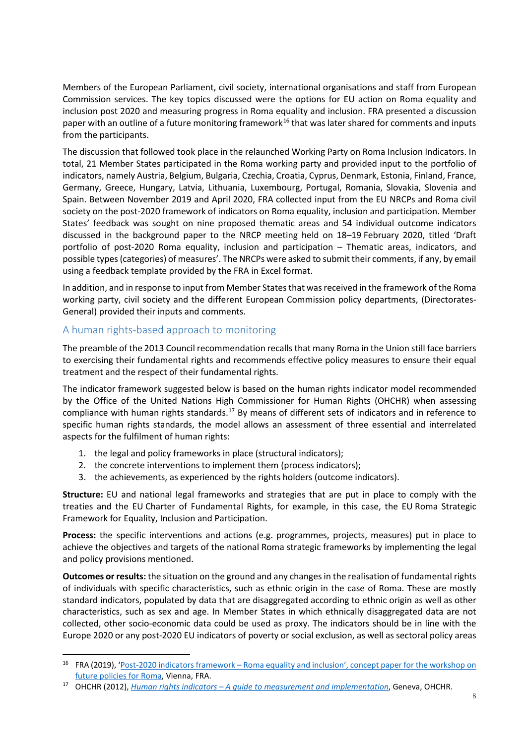Members of the European Parliament, civil society, international organisations and staff from European Commission services. The key topics discussed were the options for EU action on Roma equality and inclusion post 2020 and measuring progress in Roma equality and inclusion. FRA presented a discussion paper with an outline of a future monitoring framework[16] that was later shared for comments and inputs from the participants.

The discussion that followed took place in the relaunched Working Party on Roma Inclusion Indicators. In total, 21 Member States participated in the Roma working party and provided input to the portfolio of indicators, namely Austria, Belgium, Bulgaria, Czechia, Croatia, Cyprus, Denmark, Estonia, Finland, France, Germany, Greece, Hungary, Latvia, Lithuania, Luxembourg, Portugal, Romania, Slovakia, Slovenia and Spain. Between November 2019 and April 2020, FRA collected input from the EU NRCPs and Roma civil society on the post-2020 framework of indicators on Roma equality, inclusion and participation. Member States' feedback was sought on nine proposed thematic areas and 54 individual outcome indicators discussed in the background paper to the NRCP meeting held on 18–19 February 2020, titled 'Draft portfolio of post-2020 Roma equality, inclusion and participation – Thematic areas, indicators, and possible types (categories) of measures'. The NRCPs were asked to submit their comments, if any, by email using a feedback template provided by the FRA in Excel format.

In addition, and in response to input from Member States that was received in the framework of the Roma working party, civil society and the different European Commission policy departments, (Directorates-General) provided their inputs and comments.

## A human rights-based approach to monitoring

The preamble of the 2013 Council recommendation recalls that many Roma in the Union still face barriers to exercising their fundamental rights and recommends effective policy measures to ensure their equal treatment and the respect of their fundamental rights.

The indicator framework suggested below is based on the human rights indicator model recommended by the Office of the United Nations High Commissioner for Human Rights (OHCHR) when assessing compliance with human rights standards.[17] By means of different sets of indicators and in reference to specific human rights standards, the model allows an assessment of three essential and interrelated aspects for the fulfilment of human rights:

1. the legal and policy frameworks in place (structural indicators);
2. the concrete interventions to implement them (process indicators);
3. the achievements, as experienced by the rights holders (outcome indicators).

**Structure:** EU and national legal frameworks and strategies that are put in place to comply with the treaties and the EU Charter of Fundamental Rights, for example, in this case, the EU Roma Strategic Framework for Equality, Inclusion and Participation.

**Process:** the specific interventions and actions (e.g. programmes, projects, measures) put in place to achieve the objectives and targets of the national Roma strategic frameworks by implementing the legal and policy provisions mentioned.

**Outcomes or results:** the situation on the ground and any changes in the realisation of fundamental rights of individuals with specific characteristics, such as ethnic origin in the case of Roma. These are mostly standard indicators, populated by data that are disaggregated according to ethnic origin as well as other characteristics, such as sex and age. In Member States in which ethnically disaggregated data are not collected, other socio-economic data could be used as proxy. The indicators should be in line with the Europe 2020 or any post-2020 EU indicators of poverty or social exclusion, as well as sectoral policy areas

---

[16] FRA (2019), 'Post-2020 indicators framework – Roma equality and inclusion', concept paper for the workshop on future policies for Roma, Vienna, FRA.

[17] OHCHR (2012), *Human rights indicators – A guide to measurement and implementation*, Geneva, OHCHR.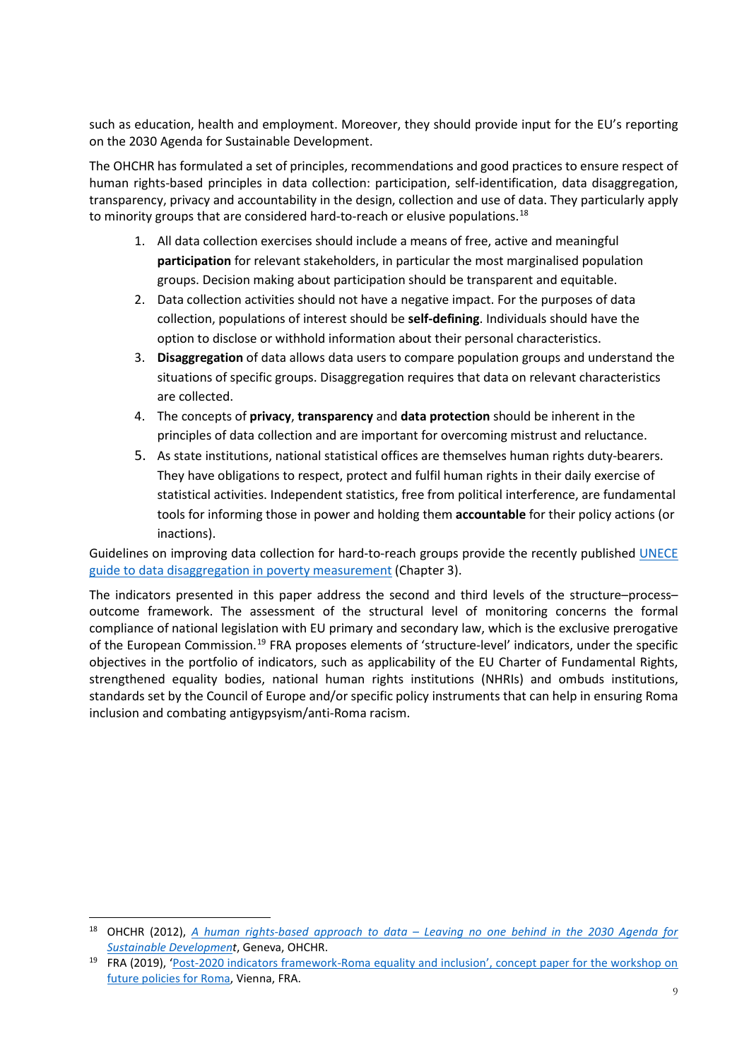such as education, health and employment. Moreover, they should provide input for the EU's reporting on the 2030 Agenda for Sustainable Development.

The OHCHR has formulated a set of principles, recommendations and good practices to ensure respect of human rights-based principles in data collection: participation, self-identification, data disaggregation, transparency, privacy and accountability in the design, collection and use of data. They particularly apply to minority groups that are considered hard-to-reach or elusive populations.[18]

1. All data collection exercises should include a means of free, active and meaningful **participation** for relevant stakeholders, in particular the most marginalised population groups. Decision making about participation should be transparent and equitable.
2. Data collection activities should not have a negative impact. For the purposes of data collection, populations of interest should be **self-defining**. Individuals should have the option to disclose or withhold information about their personal characteristics.
3. **Disaggregation** of data allows data users to compare population groups and understand the situations of specific groups. Disaggregation requires that data on relevant characteristics are collected.
4. The concepts of **privacy**, **transparency** and **data protection** should be inherent in the principles of data collection and are important for overcoming mistrust and reluctance.
5. As state institutions, national statistical offices are themselves human rights duty-bearers. They have obligations to respect, protect and fulfil human rights in their daily exercise of statistical activities. Independent statistics, free from political interference, are fundamental tools for informing those in power and holding them **accountable** for their policy actions (or inactions).

Guidelines on improving data collection for hard-to-reach groups provide the recently published UNECE guide to data disaggregation in poverty measurement (Chapter 3).

The indicators presented in this paper address the second and third levels of the structure–process–outcome framework. The assessment of the structural level of monitoring concerns the formal compliance of national legislation with EU primary and secondary law, which is the exclusive prerogative of the European Commission.[19] FRA proposes elements of 'structure-level' indicators, under the specific objectives in the portfolio of indicators, such as applicability of the EU Charter of Fundamental Rights, strengthened equality bodies, national human rights institutions (NHRIs) and ombuds institutions, standards set by the Council of Europe and/or specific policy instruments that can help in ensuring Roma inclusion and combating antigypsyism/anti-Roma racism.

---

[18] OHCHR (2012), *A human rights-based approach to data – Leaving no one behind in the 2030 Agenda for Sustainable Development*, Geneva, OHCHR.

[19] FRA (2019), 'Post-2020 indicators framework-Roma equality and inclusion', concept paper for the workshop on future policies for Roma, Vienna, FRA.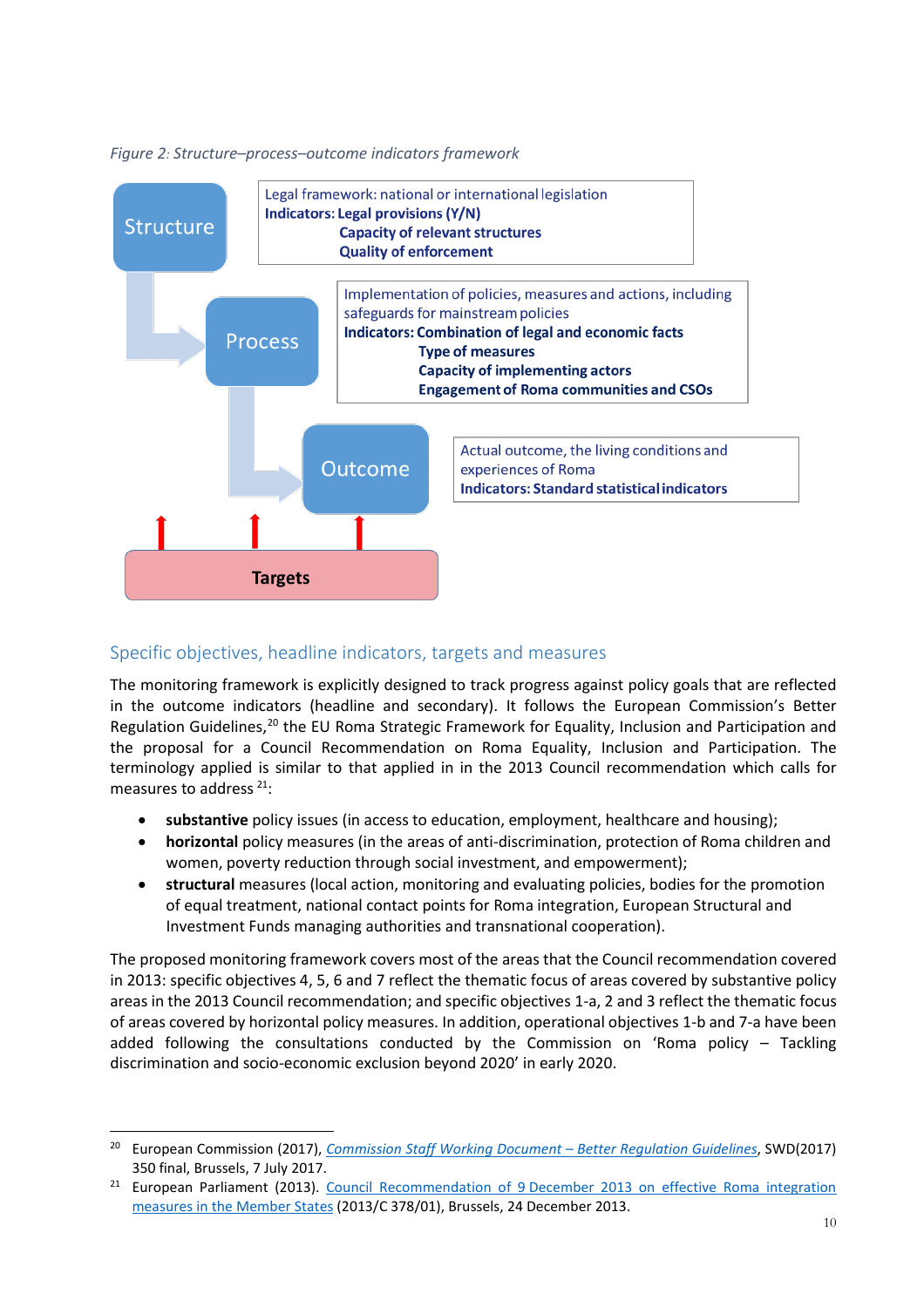*Figure 2: Structure–process–outcome indicators framework*

**Structure**

Legal framework: national or international legislation
**Indicators: Legal provisions (Y/N)**
**Capacity of relevant structures**
**Quality of enforcement**

**Process**

Implementation of policies, measures and actions, including safeguards for mainstream policies
**Indicators: Combination of legal and economic facts**
**Type of measures**
**Capacity of implementing actors**
**Engagement of Roma communities and CSOs**

**Outcome**

Actual outcome, the living conditions and experiences of Roma
**Indicators: Standard statistical indicators**

**Targets**

## Specific objectives, headline indicators, targets and measures

The monitoring framework is explicitly designed to track progress against policy goals that are reflected in the outcome indicators (headline and secondary). It follows the European Commission's Better Regulation Guidelines,[20] the EU Roma Strategic Framework for Equality, Inclusion and Participation and the proposal for a Council Recommendation on Roma Equality, Inclusion and Participation. The terminology applied is similar to that applied in in the 2013 Council recommendation which calls for measures to address [21]:

- **substantive** policy issues (in access to education, employment, healthcare and housing);
- **horizontal** policy measures (in the areas of anti-discrimination, protection of Roma children and women, poverty reduction through social investment, and empowerment);
- **structural** measures (local action, monitoring and evaluating policies, bodies for the promotion of equal treatment, national contact points for Roma integration, European Structural and Investment Funds managing authorities and transnational cooperation).

The proposed monitoring framework covers most of the areas that the Council recommendation covered in 2013: specific objectives 4, 5, 6 and 7 reflect the thematic focus of areas covered by substantive policy areas in the 2013 Council recommendation; and specific objectives 1-a, 2 and 3 reflect the thematic focus of areas covered by horizontal policy measures. In addition, operational objectives 1-b and 7-a have been added following the consultations conducted by the Commission on 'Roma policy – Tackling discrimination and socio-economic exclusion beyond 2020' in early 2020.

---

[20] European Commission (2017), *Commission Staff Working Document – Better Regulation Guidelines*, SWD(2017) 350 final, Brussels, 7 July 2017.

[21] European Parliament (2013). Council Recommendation of 9 December 2013 on effective Roma integration measures in the Member States (2013/C 378/01), Brussels, 24 December 2013.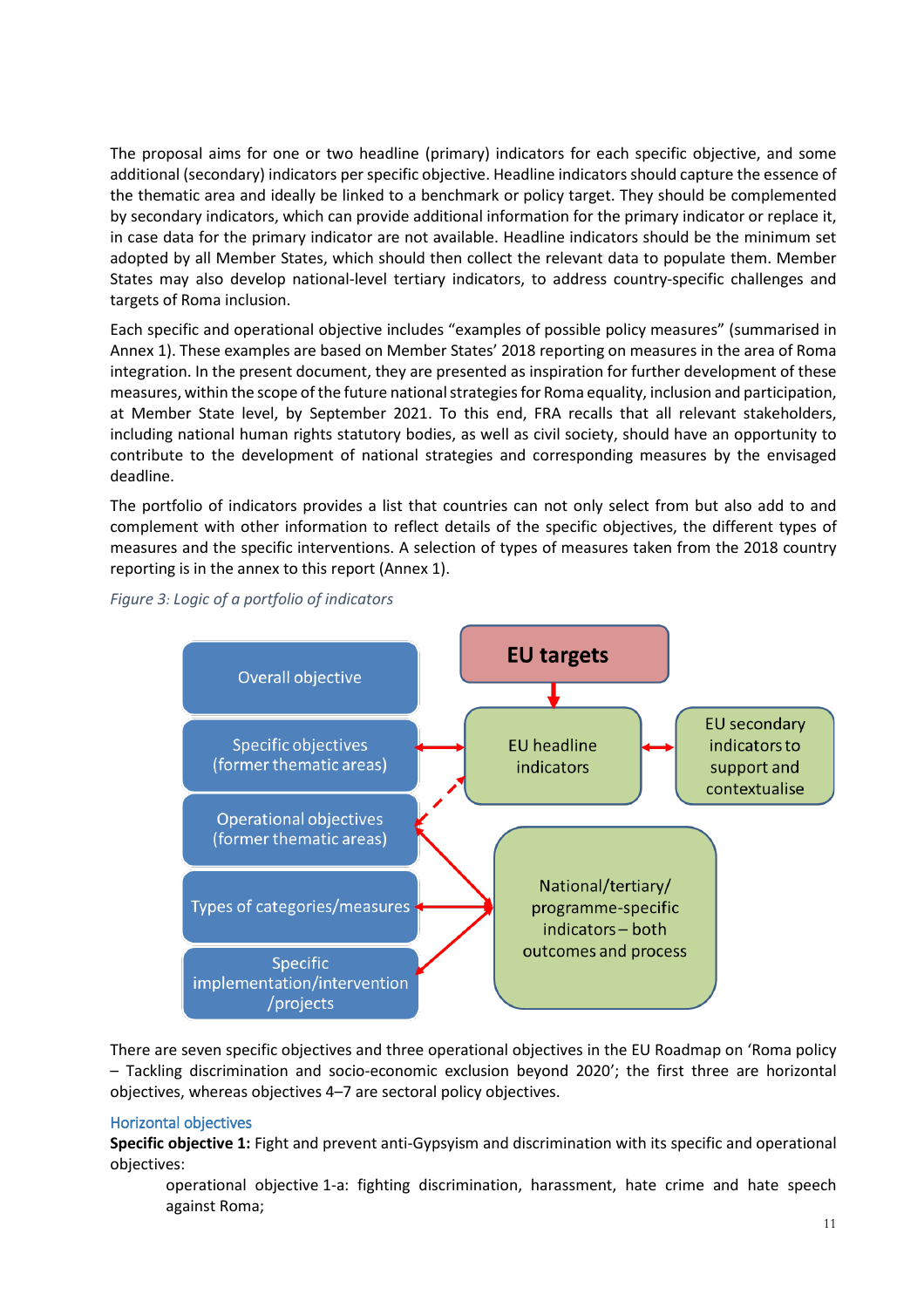The proposal aims for one or two headline (primary) indicators for each specific objective, and some additional (secondary) indicators per specific objective. Headline indicators should capture the essence of the thematic area and ideally be linked to a benchmark or policy target. They should be complemented by secondary indicators, which can provide additional information for the primary indicator or replace it, in case data for the primary indicator are not available. Headline indicators should be the minimum set adopted by all Member States, which should then collect the relevant data to populate them. Member States may also develop national-level tertiary indicators, to address country-specific challenges and targets of Roma inclusion.

Each specific and operational objective includes "examples of possible policy measures" (summarised in Annex 1). These examples are based on Member States' 2018 reporting on measures in the area of Roma integration. In the present document, they are presented as inspiration for further development of these measures, within the scope of the future national strategies for Roma equality, inclusion and participation, at Member State level, by September 2021. To this end, FRA recalls that all relevant stakeholders, including national human rights statutory bodies, as well as civil society, should have an opportunity to contribute to the development of national strategies and corresponding measures by the envisaged deadline.

The portfolio of indicators provides a list that countries can not only select from but also add to and complement with other information to reflect details of the specific objectives, the different types of measures and the specific interventions. A selection of types of measures taken from the 2018 country reporting is in the annex to this report (Annex 1).

*Figure 3: Logic of a portfolio of indicators*

Overall objective

Specific objectives (former thematic areas)

Operational objectives (former thematic areas)

Types of categories/measures

Specific implementation/intervention /projects

**EU targets**

EU headline indicators

EU secondary indicators to support and contextualise

National/tertiary/ programme-specific indicators – both outcomes and process

There are seven specific objectives and three operational objectives in the EU Roadmap on 'Roma policy – Tackling discrimination and socio-economic exclusion beyond 2020'; the first three are horizontal objectives, whereas objectives 4–7 are sectoral policy objectives.

## Horizontal objectives

**Specific objective 1:** Fight and prevent anti-Gypsyism and discrimination with its specific and operational objectives:

> operational objective 1-a: fighting discrimination, harassment, hate crime and hate speech against Roma;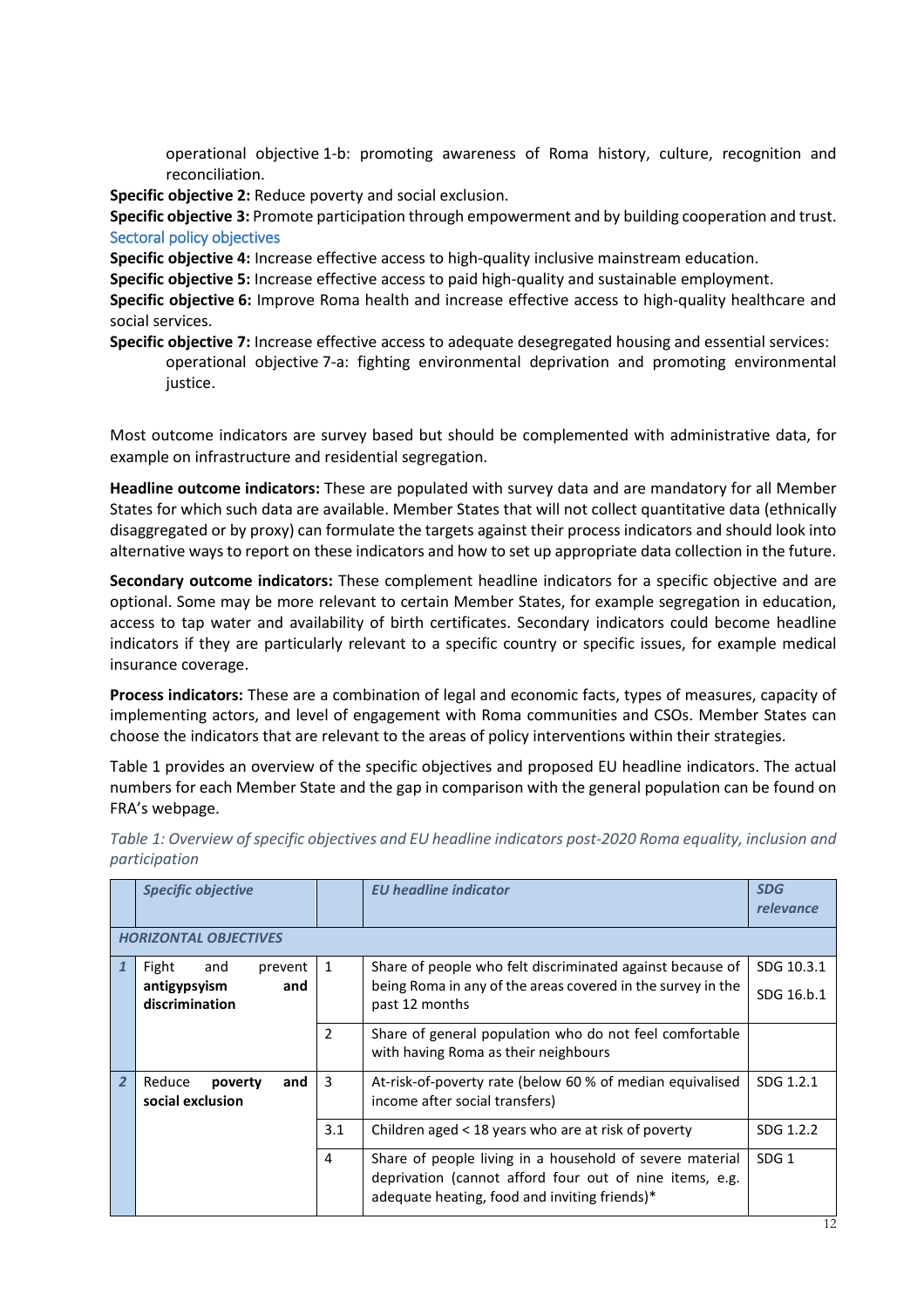operational objective 1-b: promoting awareness of Roma history, culture, recognition and reconciliation.

**Specific objective 2:** Reduce poverty and social exclusion.

**Specific objective 3:** Promote participation through empowerment and by building cooperation and trust.

Sectoral policy objectives

**Specific objective 4:** Increase effective access to high-quality inclusive mainstream education.

**Specific objective 5:** Increase effective access to paid high-quality and sustainable employment.

**Specific objective 6:** Improve Roma health and increase effective access to high-quality healthcare and social services.

**Specific objective 7:** Increase effective access to adequate desegregated housing and essential services:

operational objective 7-a: fighting environmental deprivation and promoting environmental justice.

Most outcome indicators are survey based but should be complemented with administrative data, for example on infrastructure and residential segregation.

**Headline outcome indicators:** These are populated with survey data and are mandatory for all Member States for which such data are available. Member States that will not collect quantitative data (ethnically disaggregated or by proxy) can formulate the targets against their process indicators and should look into alternative ways to report on these indicators and how to set up appropriate data collection in the future.

**Secondary outcome indicators:** These complement headline indicators for a specific objective and are optional. Some may be more relevant to certain Member States, for example segregation in education, access to tap water and availability of birth certificates. Secondary indicators could become headline indicators if they are particularly relevant to a specific country or specific issues, for example medical insurance coverage.

**Process indicators:** These are a combination of legal and economic facts, types of measures, capacity of implementing actors, and level of engagement with Roma communities and CSOs. Member States can choose the indicators that are relevant to the areas of policy interventions within their strategies.

Table 1 provides an overview of the specific objectives and proposed EU headline indicators. The actual numbers for each Member State and the gap in comparison with the general population can be found on FRA's webpage.

*Table 1: Overview of specific objectives and EU headline indicators post-2020 Roma equality, inclusion and participation*

| | *Specific objective* | | *EU headline indicator* | *SDG relevance* |
|---|---|---|---|---|
| ***HORIZONTAL OBJECTIVES*** | | | | |
| *1* | Fight and prevent **antigypsyism and discrimination** | 1 | Share of people who felt discriminated against because of being Roma in any of the areas covered in the survey in the past 12 months | SDG 10.3.1<br>SDG 16.b.1 |
| | | 2 | Share of general population who do not feel comfortable with having Roma as their neighbours | |
| *2* | Reduce **poverty and social exclusion** | 3 | At-risk-of-poverty rate (below 60 % of median equivalised income after social transfers) | SDG 1.2.1 |
| | | 3.1 | Children aged < 18 years who are at risk of poverty | SDG 1.2.2 |
| | | 4 | Share of people living in a household of severe material deprivation (cannot afford four out of nine items, e.g. adequate heating, food and inviting friends)* | SDG 1 |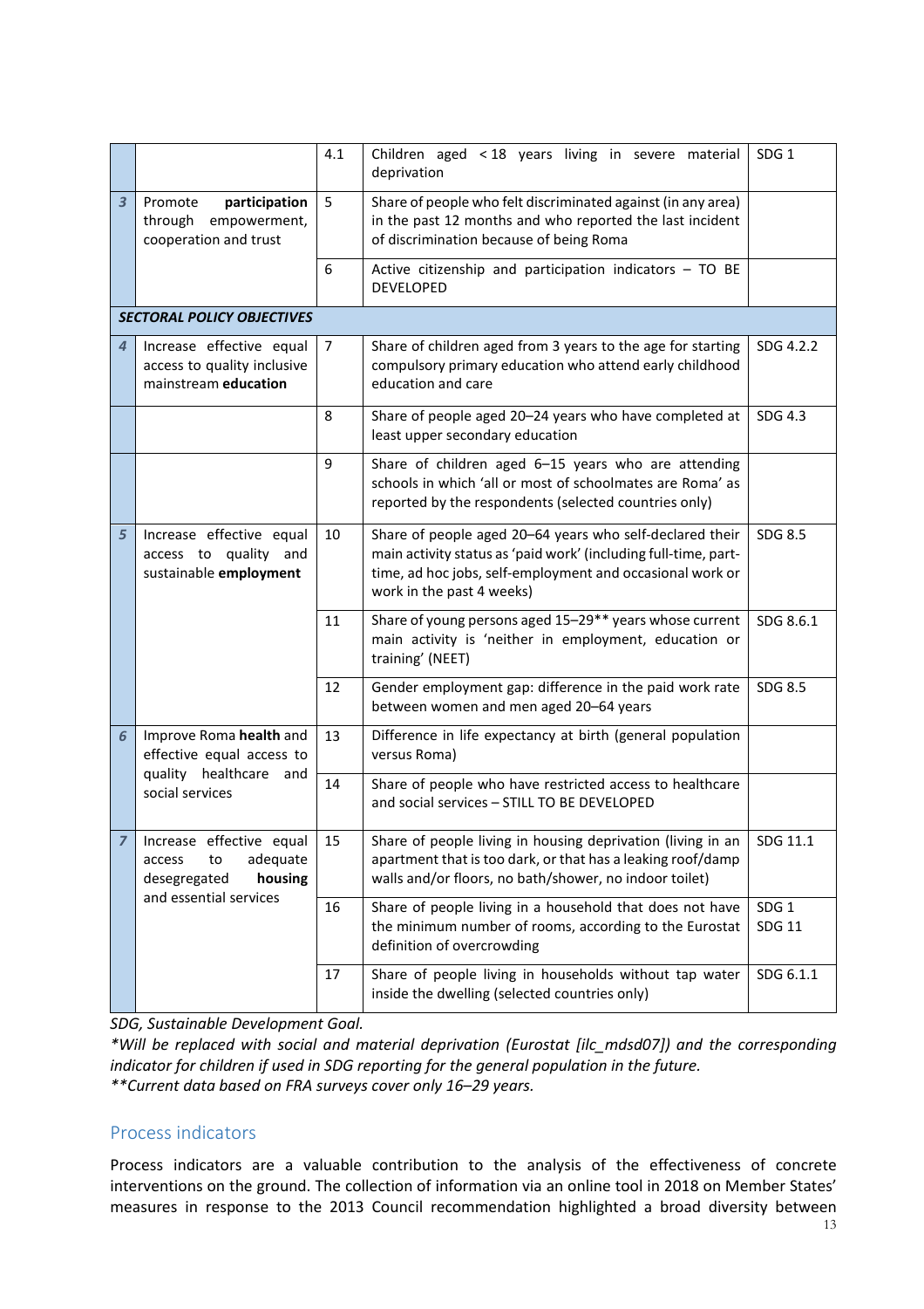| | | | | |
|---|---|---|---|---|
| | | 4.1 | Children aged < 18 years living in severe material deprivation | SDG 1 |
| *3* | Promote **participation** through empowerment, cooperation and trust | 5 | Share of people who felt discriminated against (in any area) in the past 12 months and who reported the last incident of discrimination because of being Roma | |
| | | 6 | Active citizenship and participation indicators – TO BE DEVELOPED | |
| ***SECTORAL POLICY OBJECTIVES*** | | | | |
| *4* | Increase effective equal access to quality inclusive mainstream **education** | 7 | Share of children aged from 3 years to the age for starting compulsory primary education who attend early childhood education and care | SDG 4.2.2 |
| | | 8 | Share of people aged 20–24 years who have completed at least upper secondary education | SDG 4.3 |
| | | 9 | Share of children aged 6–15 years who are attending schools in which 'all or most of schoolmates are Roma' as reported by the respondents (selected countries only) | |
| *5* | Increase effective equal access to quality and sustainable **employment** | 10 | Share of people aged 20–64 years who self-declared their main activity status as 'paid work' (including full-time, part-time, ad hoc jobs, self-employment and occasional work or work in the past 4 weeks) | SDG 8.5 |
| | | 11 | Share of young persons aged 15–29** years whose current main activity is 'neither in employment, education or training' (NEET) | SDG 8.6.1 |
| | | 12 | Gender employment gap: difference in the paid work rate between women and men aged 20–64 years | SDG 8.5 |
| *6* | Improve Roma **health** and effective equal access to quality healthcare and social services | 13 | Difference in life expectancy at birth (general population versus Roma) | |
| | | 14 | Share of people who have restricted access to healthcare and social services – STILL TO BE DEVELOPED | |
| *7* | Increase effective equal access to adequate desegregated **housing** and essential services | 15 | Share of people living in housing deprivation (living in an apartment that is too dark, or that has a leaking roof/damp walls and/or floors, no bath/shower, no indoor toilet) | SDG 11.1 |
| | | 16 | Share of people living in a household that does not have the minimum number of rooms, according to the Eurostat definition of overcrowding | SDG 1<br>SDG 11 |
| | | 17 | Share of people living in households without tap water inside the dwelling (selected countries only) | SDG 6.1.1 |

*SDG, Sustainable Development Goal.*

*\*Will be replaced with social and material deprivation (Eurostat [ilc_mdsd07]) and the corresponding indicator for children if used in SDG reporting for the general population in the future.*

*\*\*Current data based on FRA surveys cover only 16–29 years.*

## Process indicators

Process indicators are a valuable contribution to the analysis of the effectiveness of concrete interventions on the ground. The collection of information via an online tool in 2018 on Member States' measures in response to the 2013 Council recommendation highlighted a broad diversity between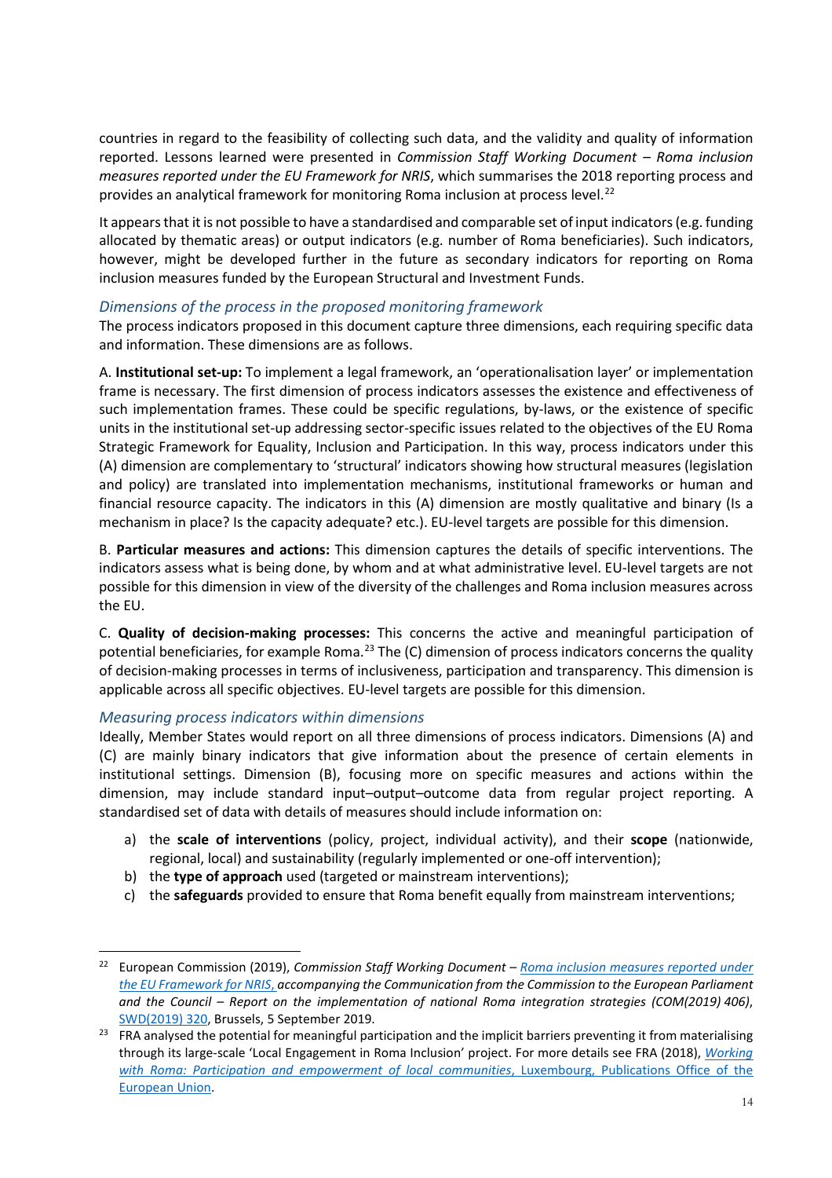countries in regard to the feasibility of collecting such data, and the validity and quality of information reported. Lessons learned were presented in *Commission Staff Working Document – Roma inclusion measures reported under the EU Framework for NRIS*, which summarises the 2018 reporting process and provides an analytical framework for monitoring Roma inclusion at process level.[22]

It appears that it is not possible to have a standardised and comparable set of input indicators (e.g. funding allocated by thematic areas) or output indicators (e.g. number of Roma beneficiaries). Such indicators, however, might be developed further in the future as secondary indicators for reporting on Roma inclusion measures funded by the European Structural and Investment Funds.

### *Dimensions of the process in the proposed monitoring framework*

The process indicators proposed in this document capture three dimensions, each requiring specific data and information. These dimensions are as follows.

A. **Institutional set-up:** To implement a legal framework, an 'operationalisation layer' or implementation frame is necessary. The first dimension of process indicators assesses the existence and effectiveness of such implementation frames. These could be specific regulations, by-laws, or the existence of specific units in the institutional set-up addressing sector-specific issues related to the objectives of the EU Roma Strategic Framework for Equality, Inclusion and Participation. In this way, process indicators under this (A) dimension are complementary to 'structural' indicators showing how structural measures (legislation and policy) are translated into implementation mechanisms, institutional frameworks or human and financial resource capacity. The indicators in this (A) dimension are mostly qualitative and binary (Is a mechanism in place? Is the capacity adequate? etc.). EU-level targets are possible for this dimension.

B. **Particular measures and actions:** This dimension captures the details of specific interventions. The indicators assess what is being done, by whom and at what administrative level. EU-level targets are not possible for this dimension in view of the diversity of the challenges and Roma inclusion measures across the EU.

C. **Quality of decision-making processes:** This concerns the active and meaningful participation of potential beneficiaries, for example Roma.[23] The (C) dimension of process indicators concerns the quality of decision-making processes in terms of inclusiveness, participation and transparency. This dimension is applicable across all specific objectives. EU-level targets are possible for this dimension.

### *Measuring process indicators within dimensions*

Ideally, Member States would report on all three dimensions of process indicators. Dimensions (A) and (C) are mainly binary indicators that give information about the presence of certain elements in institutional settings. Dimension (B), focusing more on specific measures and actions within the dimension, may include standard input–output–outcome data from regular project reporting. A standardised set of data with details of measures should include information on:

a) the **scale of interventions** (policy, project, individual activity), and their **scope** (nationwide, regional, local) and sustainability (regularly implemented or one-off intervention);
b) the **type of approach** used (targeted or mainstream interventions);
c) the **safeguards** provided to ensure that Roma benefit equally from mainstream interventions;

---

[22] European Commission (2019), *Commission Staff Working Document – Roma inclusion measures reported under the EU Framework for NRIS, accompanying the Communication from the Commission to the European Parliament and the Council – Report on the implementation of national Roma integration strategies (COM(2019) 406)*, SWD(2019) 320, Brussels, 5 September 2019.

[23] FRA analysed the potential for meaningful participation and the implicit barriers preventing it from materialising through its large-scale 'Local Engagement in Roma Inclusion' project. For more details see FRA (2018), *Working with Roma: Participation and empowerment of local communities*, Luxembourg, Publications Office of the European Union.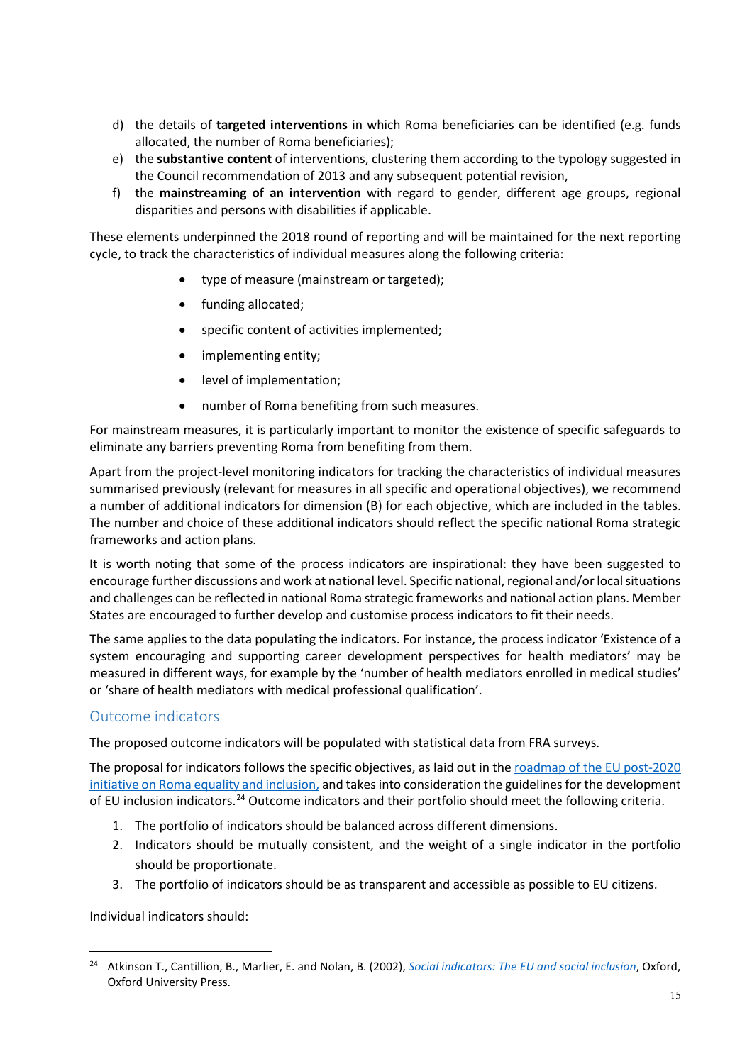d) the details of **targeted interventions** in which Roma beneficiaries can be identified (e.g. funds allocated, the number of Roma beneficiaries);
e) the **substantive content** of interventions, clustering them according to the typology suggested in the Council recommendation of 2013 and any subsequent potential revision,
f) the **mainstreaming of an intervention** with regard to gender, different age groups, regional disparities and persons with disabilities if applicable.

These elements underpinned the 2018 round of reporting and will be maintained for the next reporting cycle, to track the characteristics of individual measures along the following criteria:

- type of measure (mainstream or targeted);
- funding allocated;
- specific content of activities implemented;
- implementing entity;
- level of implementation;
- number of Roma benefiting from such measures.

For mainstream measures, it is particularly important to monitor the existence of specific safeguards to eliminate any barriers preventing Roma from benefiting from them.

Apart from the project-level monitoring indicators for tracking the characteristics of individual measures summarised previously (relevant for measures in all specific and operational objectives), we recommend a number of additional indicators for dimension (B) for each objective, which are included in the tables. The number and choice of these additional indicators should reflect the specific national Roma strategic frameworks and action plans.

It is worth noting that some of the process indicators are inspirational: they have been suggested to encourage further discussions and work at national level. Specific national, regional and/or local situations and challenges can be reflected in national Roma strategic frameworks and national action plans. Member States are encouraged to further develop and customise process indicators to fit their needs.

The same applies to the data populating the indicators. For instance, the process indicator 'Existence of a system encouraging and supporting career development perspectives for health mediators' may be measured in different ways, for example by the 'number of health mediators enrolled in medical studies' or 'share of health mediators with medical professional qualification'.

## Outcome indicators

The proposed outcome indicators will be populated with statistical data from FRA surveys.

The proposal for indicators follows the specific objectives, as laid out in the roadmap of the EU post-2020 initiative on Roma equality and inclusion, and takes into consideration the guidelines for the development of EU inclusion indicators.[24] Outcome indicators and their portfolio should meet the following criteria.

1. The portfolio of indicators should be balanced across different dimensions.
2. Indicators should be mutually consistent, and the weight of a single indicator in the portfolio should be proportionate.
3. The portfolio of indicators should be as transparent and accessible as possible to EU citizens.

Individual indicators should:

[24] Atkinson T., Cantillion, B., Marlier, E. and Nolan, B. (2002), *Social indicators: The EU and social inclusion*, Oxford, Oxford University Press.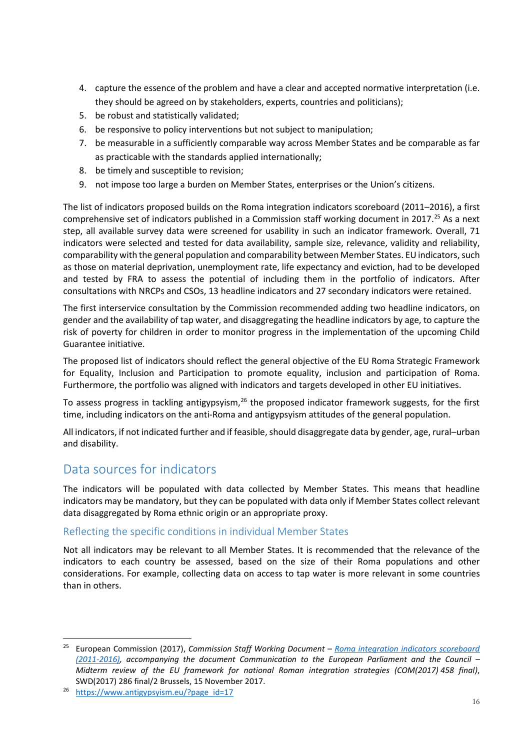4. capture the essence of the problem and have a clear and accepted normative interpretation (i.e. they should be agreed on by stakeholders, experts, countries and politicians);
5. be robust and statistically validated;
6. be responsive to policy interventions but not subject to manipulation;
7. be measurable in a sufficiently comparable way across Member States and be comparable as far as practicable with the standards applied internationally;
8. be timely and susceptible to revision;
9. not impose too large a burden on Member States, enterprises or the Union's citizens.

The list of indicators proposed builds on the Roma integration indicators scoreboard (2011–2016), a first comprehensive set of indicators published in a Commission staff working document in 2017.[25] As a next step, all available survey data were screened for usability in such an indicator framework. Overall, 71 indicators were selected and tested for data availability, sample size, relevance, validity and reliability, comparability with the general population and comparability between Member States. EU indicators, such as those on material deprivation, unemployment rate, life expectancy and eviction, had to be developed and tested by FRA to assess the potential of including them in the portfolio of indicators. After consultations with NRCPs and CSOs, 13 headline indicators and 27 secondary indicators were retained.

The first interservice consultation by the Commission recommended adding two headline indicators, on gender and the availability of tap water, and disaggregating the headline indicators by age, to capture the risk of poverty for children in order to monitor progress in the implementation of the upcoming Child Guarantee initiative.

The proposed list of indicators should reflect the general objective of the EU Roma Strategic Framework for Equality, Inclusion and Participation to promote equality, inclusion and participation of Roma. Furthermore, the portfolio was aligned with indicators and targets developed in other EU initiatives.

To assess progress in tackling antigypsyism,[26] the proposed indicator framework suggests, for the first time, including indicators on the anti-Roma and antigypsyism attitudes of the general population.

All indicators, if not indicated further and if feasible, should disaggregate data by gender, age, rural–urban and disability.

## Data sources for indicators

The indicators will be populated with data collected by Member States. This means that headline indicators may be mandatory, but they can be populated with data only if Member States collect relevant data disaggregated by Roma ethnic origin or an appropriate proxy.

### Reflecting the specific conditions in individual Member States

Not all indicators may be relevant to all Member States. It is recommended that the relevance of the indicators to each country be assessed, based on the size of their Roma populations and other considerations. For example, collecting data on access to tap water is more relevant in some countries than in others.

---

[25] European Commission (2017), *Commission Staff Working Document – [Roma integration indicators scoreboard (2011-2016)](), accompanying the document Communication to the European Parliament and the Council – Midterm review of the EU framework for national Roman integration strategies (COM(2017) 458 final)*, SWD(2017) 286 final/2 Brussels, 15 November 2017.

[26] https://www.antigypsyism.eu/?page_id=17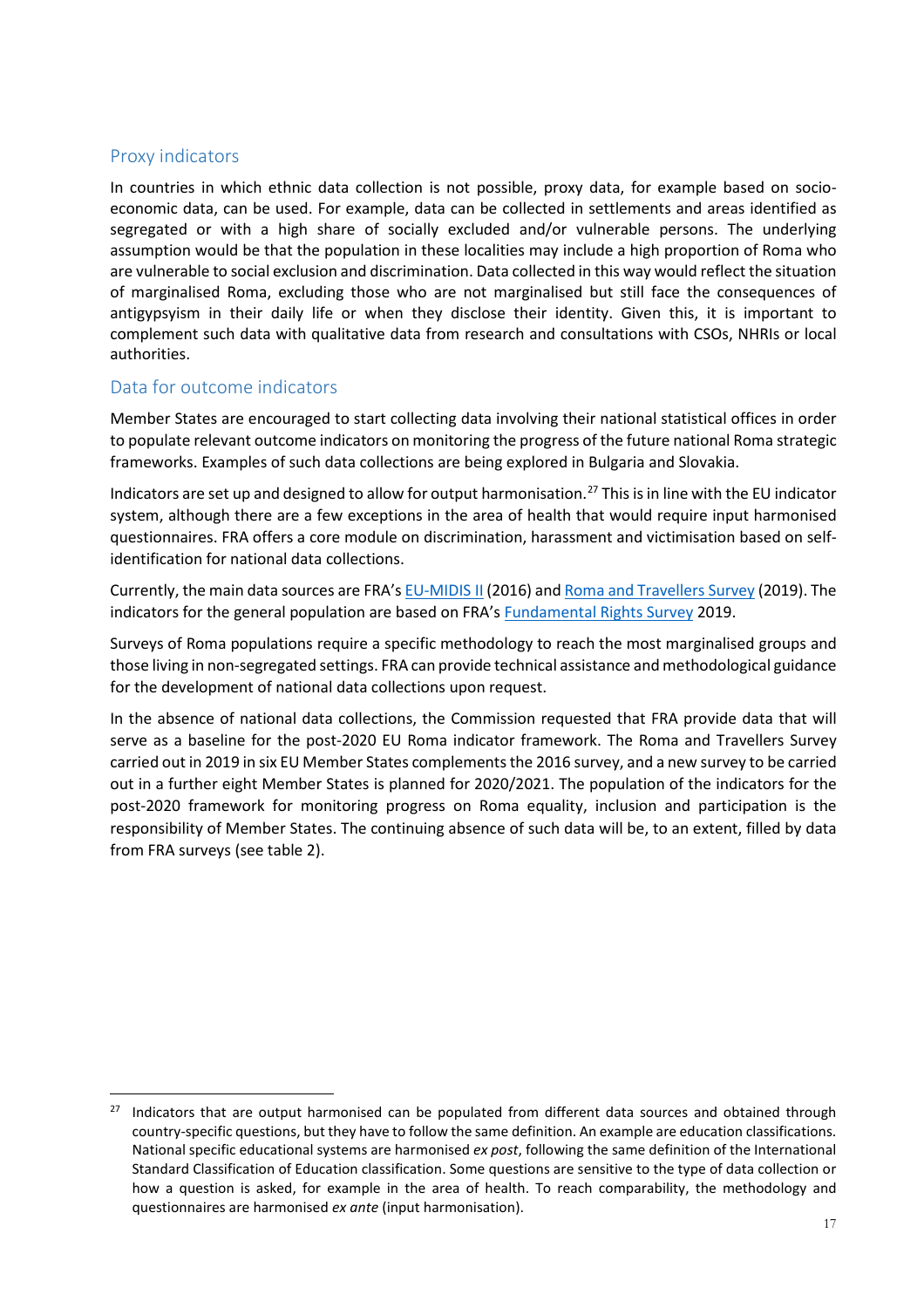## Proxy indicators

In countries in which ethnic data collection is not possible, proxy data, for example based on socio-economic data, can be used. For example, data can be collected in settlements and areas identified as segregated or with a high share of socially excluded and/or vulnerable persons. The underlying assumption would be that the population in these localities may include a high proportion of Roma who are vulnerable to social exclusion and discrimination. Data collected in this way would reflect the situation of marginalised Roma, excluding those who are not marginalised but still face the consequences of antigypsyism in their daily life or when they disclose their identity. Given this, it is important to complement such data with qualitative data from research and consultations with CSOs, NHRIs or local authorities.

## Data for outcome indicators

Member States are encouraged to start collecting data involving their national statistical offices in order to populate relevant outcome indicators on monitoring the progress of the future national Roma strategic frameworks. Examples of such data collections are being explored in Bulgaria and Slovakia.

Indicators are set up and designed to allow for output harmonisation.[27] This is in line with the EU indicator system, although there are a few exceptions in the area of health that would require input harmonised questionnaires. FRA offers a core module on discrimination, harassment and victimisation based on self-identification for national data collections.

Currently, the main data sources are FRA's EU-MIDIS II (2016) and Roma and Travellers Survey (2019). The indicators for the general population are based on FRA's Fundamental Rights Survey 2019.

Surveys of Roma populations require a specific methodology to reach the most marginalised groups and those living in non-segregated settings. FRA can provide technical assistance and methodological guidance for the development of national data collections upon request.

In the absence of national data collections, the Commission requested that FRA provide data that will serve as a baseline for the post-2020 EU Roma indicator framework. The Roma and Travellers Survey carried out in 2019 in six EU Member States complements the 2016 survey, and a new survey to be carried out in a further eight Member States is planned for 2020/2021. The population of the indicators for the post-2020 framework for monitoring progress on Roma equality, inclusion and participation is the responsibility of Member States. The continuing absence of such data will be, to an extent, filled by data from FRA surveys (see table 2).

---

[27] Indicators that are output harmonised can be populated from different data sources and obtained through country-specific questions, but they have to follow the same definition. An example are education classifications. National specific educational systems are harmonised *ex post*, following the same definition of the International Standard Classification of Education classification. Some questions are sensitive to the type of data collection or how a question is asked, for example in the area of health. To reach comparability, the methodology and questionnaires are harmonised *ex ante* (input harmonisation).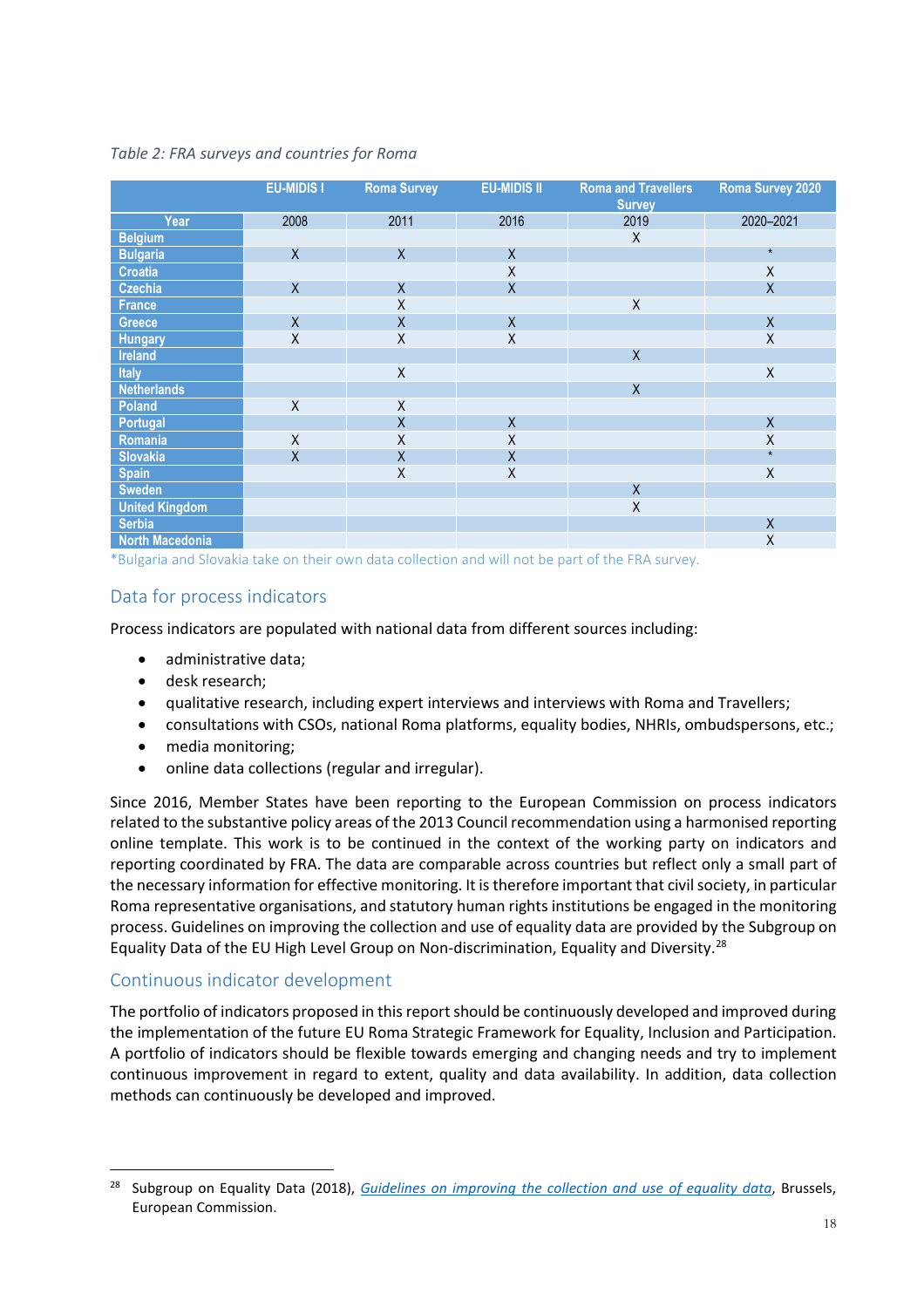*Table 2: FRA surveys and countries for Roma*

| | EU-MIDIS I | Roma Survey | EU-MIDIS II | Roma and Travellers Survey | Roma Survey 2020 |
|---|---|---|---|---|---|
| Year | 2008 | 2011 | 2016 | 2019 | 2020–2021 |
| Belgium | | | | X | |
| Bulgaria | X | X | X | | * |
| Croatia | | | X | | X |
| Czechia | X | X | X | | X |
| France | | X | | X | |
| Greece | X | X | X | | X |
| Hungary | X | X | X | | X |
| Ireland | | | | X | |
| Italy | | X | | | X |
| Netherlands | | | | X | |
| Poland | X | X | | | |
| Portugal | | X | X | | X |
| Romania | X | X | X | | X |
| Slovakia | X | X | X | | * |
| Spain | | X | X | | X |
| Sweden | | | | X | |
| United Kingdom | | | | X | |
| Serbia | | | | | X |
| North Macedonia | | | | | X |

*Bulgaria and Slovakia take on their own data collection and will not be part of the FRA survey.

## Data for process indicators

Process indicators are populated with national data from different sources including:

- administrative data;
- desk research;
- qualitative research, including expert interviews and interviews with Roma and Travellers;
- consultations with CSOs, national Roma platforms, equality bodies, NHRIs, ombudspersons, etc.;
- media monitoring;
- online data collections (regular and irregular).

Since 2016, Member States have been reporting to the European Commission on process indicators related to the substantive policy areas of the 2013 Council recommendation using a harmonised reporting online template. This work is to be continued in the context of the working party on indicators and reporting coordinated by FRA. The data are comparable across countries but reflect only a small part of the necessary information for effective monitoring. It is therefore important that civil society, in particular Roma representative organisations, and statutory human rights institutions be engaged in the monitoring process. Guidelines on improving the collection and use of equality data are provided by the Subgroup on Equality Data of the EU High Level Group on Non-discrimination, Equality and Diversity.[28]

## Continuous indicator development

The portfolio of indicators proposed in this report should be continuously developed and improved during the implementation of the future EU Roma Strategic Framework for Equality, Inclusion and Participation. A portfolio of indicators should be flexible towards emerging and changing needs and try to implement continuous improvement in regard to extent, quality and data availability. In addition, data collection methods can continuously be developed and improved.

[28] Subgroup on Equality Data (2018), *Guidelines on improving the collection and use of equality data*, Brussels, European Commission.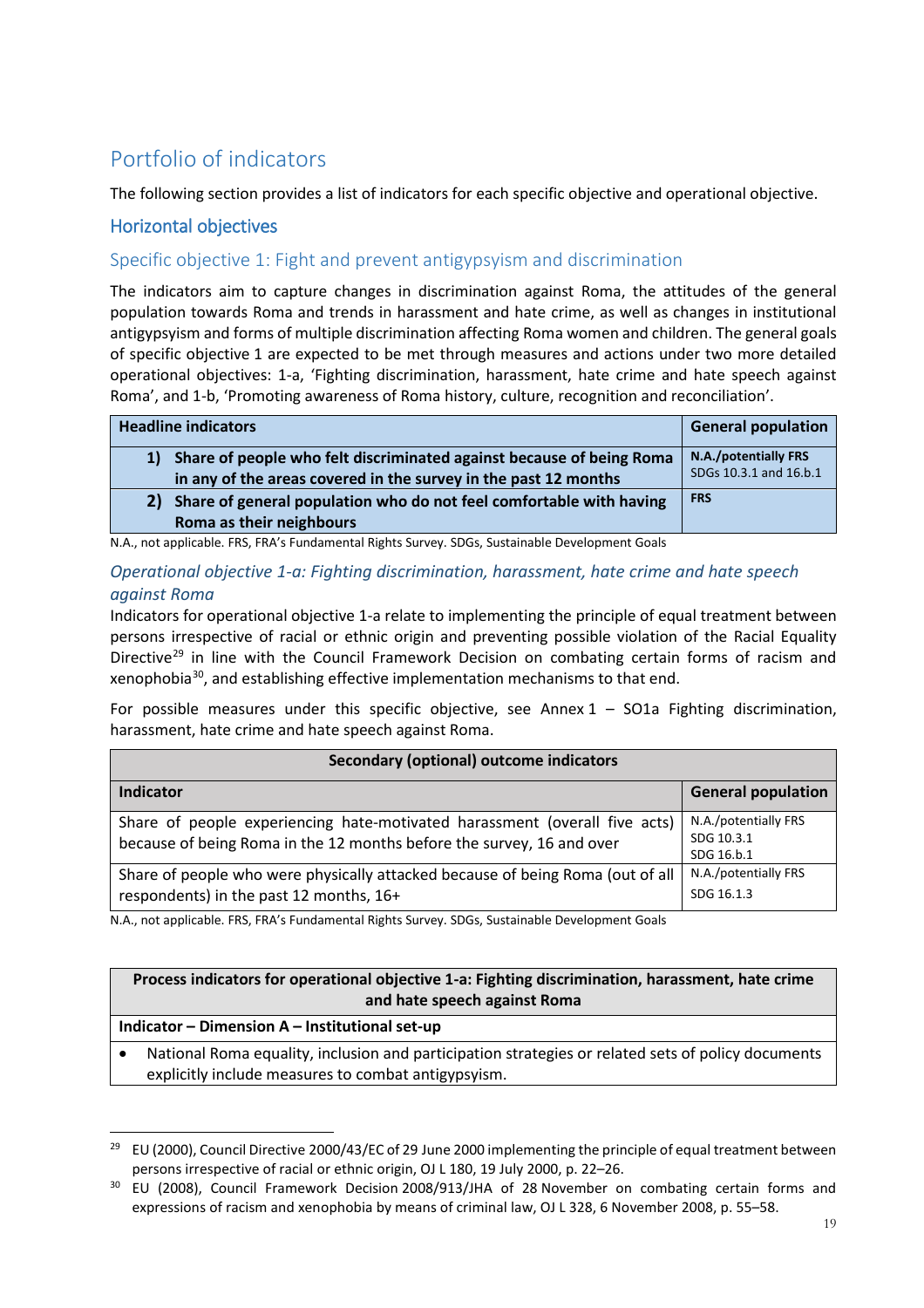## Portfolio of indicators

The following section provides a list of indicators for each specific objective and operational objective.

### Horizontal objectives

#### Specific objective 1: Fight and prevent antigypsyism and discrimination

The indicators aim to capture changes in discrimination against Roma, the attitudes of the general population towards Roma and trends in harassment and hate crime, as well as changes in institutional antigypsyism and forms of multiple discrimination affecting Roma women and children. The general goals of specific objective 1 are expected to be met through measures and actions under two more detailed operational objectives: 1-a, 'Fighting discrimination, harassment, hate crime and hate speech against Roma', and 1-b, 'Promoting awareness of Roma history, culture, recognition and reconciliation'.

| Headline indicators | General population |
|---|---|
| **1) Share of people who felt discriminated against because of being Roma in any of the areas covered in the survey in the past 12 months** | **N.A./potentially FRS** SDGs 10.3.1 and 16.b.1 |
| **2) Share of general population who do not feel comfortable with having Roma as their neighbours** | **FRS** |

N.A., not applicable. FRS, FRA's Fundamental Rights Survey. SDGs, Sustainable Development Goals

##### *Operational objective 1-a: Fighting discrimination, harassment, hate crime and hate speech against Roma*

Indicators for operational objective 1-a relate to implementing the principle of equal treatment between persons irrespective of racial or ethnic origin and preventing possible violation of the Racial Equality Directive[29] in line with the Council Framework Decision on combating certain forms of racism and xenophobia[30], and establishing effective implementation mechanisms to that end.

For possible measures under this specific objective, see Annex 1 – SO1a Fighting discrimination, harassment, hate crime and hate speech against Roma.

| **Secondary (optional) outcome indicators** | |
|---|---|
| **Indicator** | **General population** |
| Share of people experiencing hate-motivated harassment (overall five acts) because of being Roma in the 12 months before the survey, 16 and over | N.A./potentially FRS SDG 10.3.1 SDG 16.b.1 |
| Share of people who were physically attacked because of being Roma (out of all respondents) in the past 12 months, 16+ | N.A./potentially FRS SDG 16.1.3 |

N.A., not applicable. FRS, FRA's Fundamental Rights Survey. SDGs, Sustainable Development Goals

| **Process indicators for operational objective 1-a: Fighting discrimination, harassment, hate crime and hate speech against Roma** |
|---|
| **Indicator – Dimension A – Institutional set-up** |
| • National Roma equality, inclusion and participation strategies or related sets of policy documents explicitly include measures to combat antigypsyism. |

---

[29] EU (2000), Council Directive 2000/43/EC of 29 June 2000 implementing the principle of equal treatment between persons irrespective of racial or ethnic origin, OJ L 180, 19 July 2000, p. 22–26.

[30] EU (2008), Council Framework Decision 2008/913/JHA of 28 November on combating certain forms and expressions of racism and xenophobia by means of criminal law, OJ L 328, 6 November 2008, p. 55–58.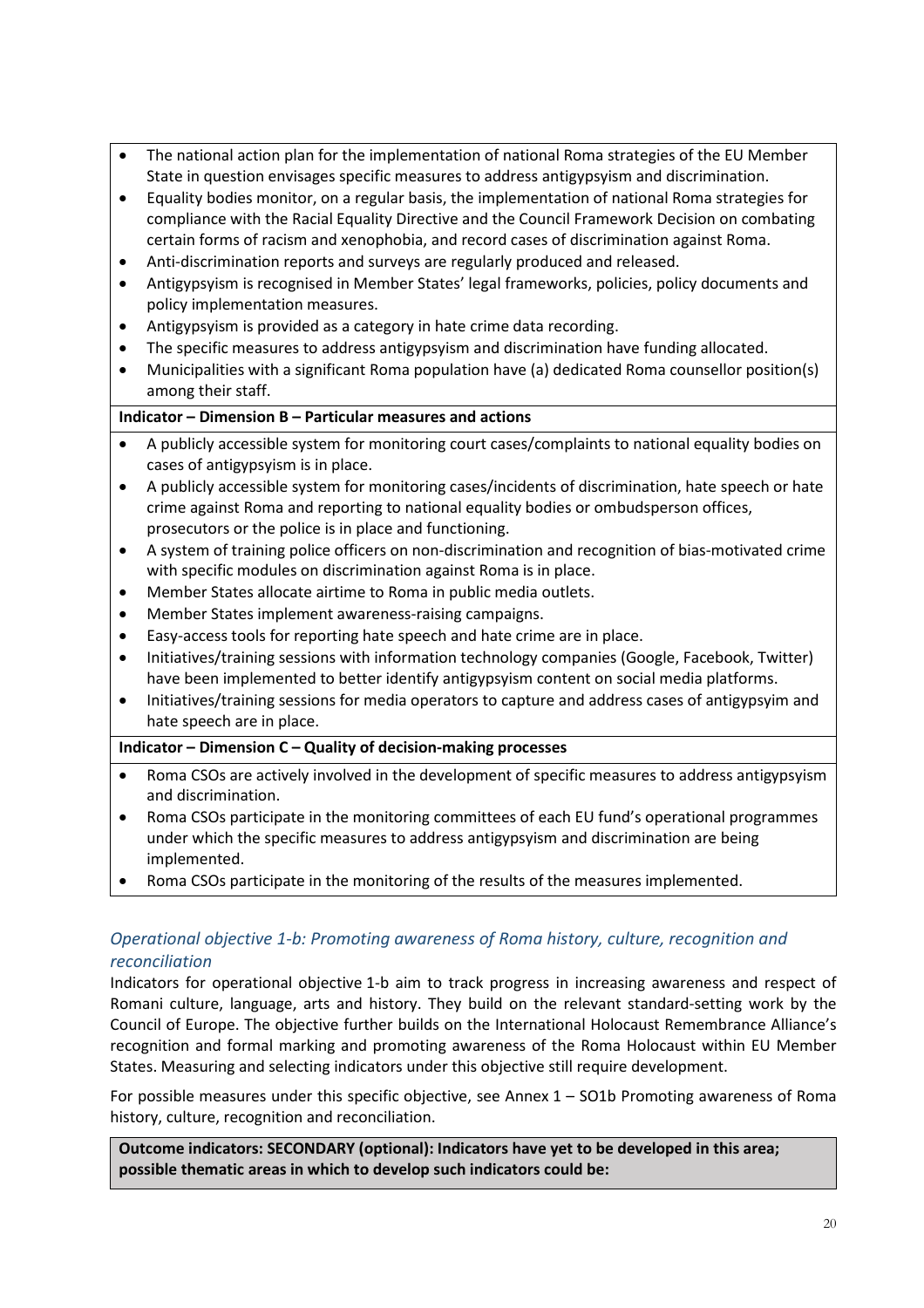- The national action plan for the implementation of national Roma strategies of the EU Member State in question envisages specific measures to address antigypsyism and discrimination.
- Equality bodies monitor, on a regular basis, the implementation of national Roma strategies for compliance with the Racial Equality Directive and the Council Framework Decision on combating certain forms of racism and xenophobia, and record cases of discrimination against Roma.
- Anti-discrimination reports and surveys are regularly produced and released.
- Antigypsyism is recognised in Member States' legal frameworks, policies, policy documents and policy implementation measures.
- Antigypsyism is provided as a category in hate crime data recording.
- The specific measures to address antigypsyism and discrimination have funding allocated.
- Municipalities with a significant Roma population have (a) dedicated Roma counsellor position(s) among their staff.

**Indicator – Dimension B – Particular measures and actions**

- A publicly accessible system for monitoring court cases/complaints to national equality bodies on cases of antigypsyism is in place.
- A publicly accessible system for monitoring cases/incidents of discrimination, hate speech or hate crime against Roma and reporting to national equality bodies or ombudsperson offices, prosecutors or the police is in place and functioning.
- A system of training police officers on non-discrimination and recognition of bias-motivated crime with specific modules on discrimination against Roma is in place.
- Member States allocate airtime to Roma in public media outlets.
- Member States implement awareness-raising campaigns.
- Easy-access tools for reporting hate speech and hate crime are in place.
- Initiatives/training sessions with information technology companies (Google, Facebook, Twitter) have been implemented to better identify antigypsyism content on social media platforms.
- Initiatives/training sessions for media operators to capture and address cases of antigypsyim and hate speech are in place.

**Indicator – Dimension C – Quality of decision-making processes**

- Roma CSOs are actively involved in the development of specific measures to address antigypsyism and discrimination.
- Roma CSOs participate in the monitoring committees of each EU fund's operational programmes under which the specific measures to address antigypsyism and discrimination are being implemented.
- Roma CSOs participate in the monitoring of the results of the measures implemented.

### *Operational objective 1-b: Promoting awareness of Roma history, culture, recognition and reconciliation*

Indicators for operational objective 1-b aim to track progress in increasing awareness and respect of Romani culture, language, arts and history. They build on the relevant standard-setting work by the Council of Europe. The objective further builds on the International Holocaust Remembrance Alliance's recognition and formal marking and promoting awareness of the Roma Holocaust within EU Member States. Measuring and selecting indicators under this objective still require development.

For possible measures under this specific objective, see Annex 1 – SO1b Promoting awareness of Roma history, culture, recognition and reconciliation.

**Outcome indicators: SECONDARY (optional): Indicators have yet to be developed in this area; possible thematic areas in which to develop such indicators could be:**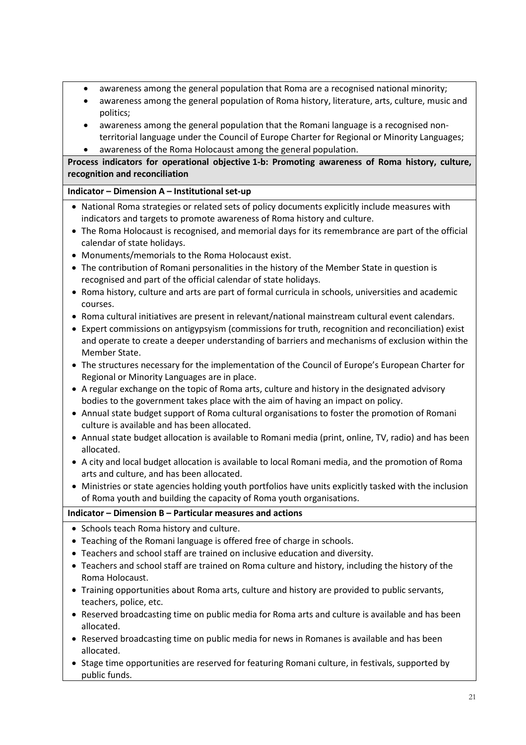- awareness among the general population that Roma are a recognised national minority;
- awareness among the general population of Roma history, literature, arts, culture, music and politics;
- awareness among the general population that the Romani language is a recognised non-territorial language under the Council of Europe Charter for Regional or Minority Languages;
- awareness of the Roma Holocaust among the general population.

**Process indicators for operational objective 1-b: Promoting awareness of Roma history, culture, recognition and reconciliation**

**Indicator – Dimension A – Institutional set-up**

- National Roma strategies or related sets of policy documents explicitly include measures with indicators and targets to promote awareness of Roma history and culture.
- The Roma Holocaust is recognised, and memorial days for its remembrance are part of the official calendar of state holidays.
- Monuments/memorials to the Roma Holocaust exist.
- The contribution of Romani personalities in the history of the Member State in question is recognised and part of the official calendar of state holidays.
- Roma history, culture and arts are part of formal curricula in schools, universities and academic courses.
- Roma cultural initiatives are present in relevant/national mainstream cultural event calendars.
- Expert commissions on antigypsyism (commissions for truth, recognition and reconciliation) exist and operate to create a deeper understanding of barriers and mechanisms of exclusion within the Member State.
- The structures necessary for the implementation of the Council of Europe's European Charter for Regional or Minority Languages are in place.
- A regular exchange on the topic of Roma arts, culture and history in the designated advisory bodies to the government takes place with the aim of having an impact on policy.
- Annual state budget support of Roma cultural organisations to foster the promotion of Romani culture is available and has been allocated.
- Annual state budget allocation is available to Romani media (print, online, TV, radio) and has been allocated.
- A city and local budget allocation is available to local Romani media, and the promotion of Roma arts and culture, and has been allocated.
- Ministries or state agencies holding youth portfolios have units explicitly tasked with the inclusion of Roma youth and building the capacity of Roma youth organisations.

**Indicator – Dimension B – Particular measures and actions**

- Schools teach Roma history and culture.
- Teaching of the Romani language is offered free of charge in schools.
- Teachers and school staff are trained on inclusive education and diversity.
- Teachers and school staff are trained on Roma culture and history, including the history of the Roma Holocaust.
- Training opportunities about Roma arts, culture and history are provided to public servants, teachers, police, etc.
- Reserved broadcasting time on public media for Roma arts and culture is available and has been allocated.
- Reserved broadcasting time on public media for news in Romanes is available and has been allocated.
- Stage time opportunities are reserved for featuring Romani culture, in festivals, supported by public funds.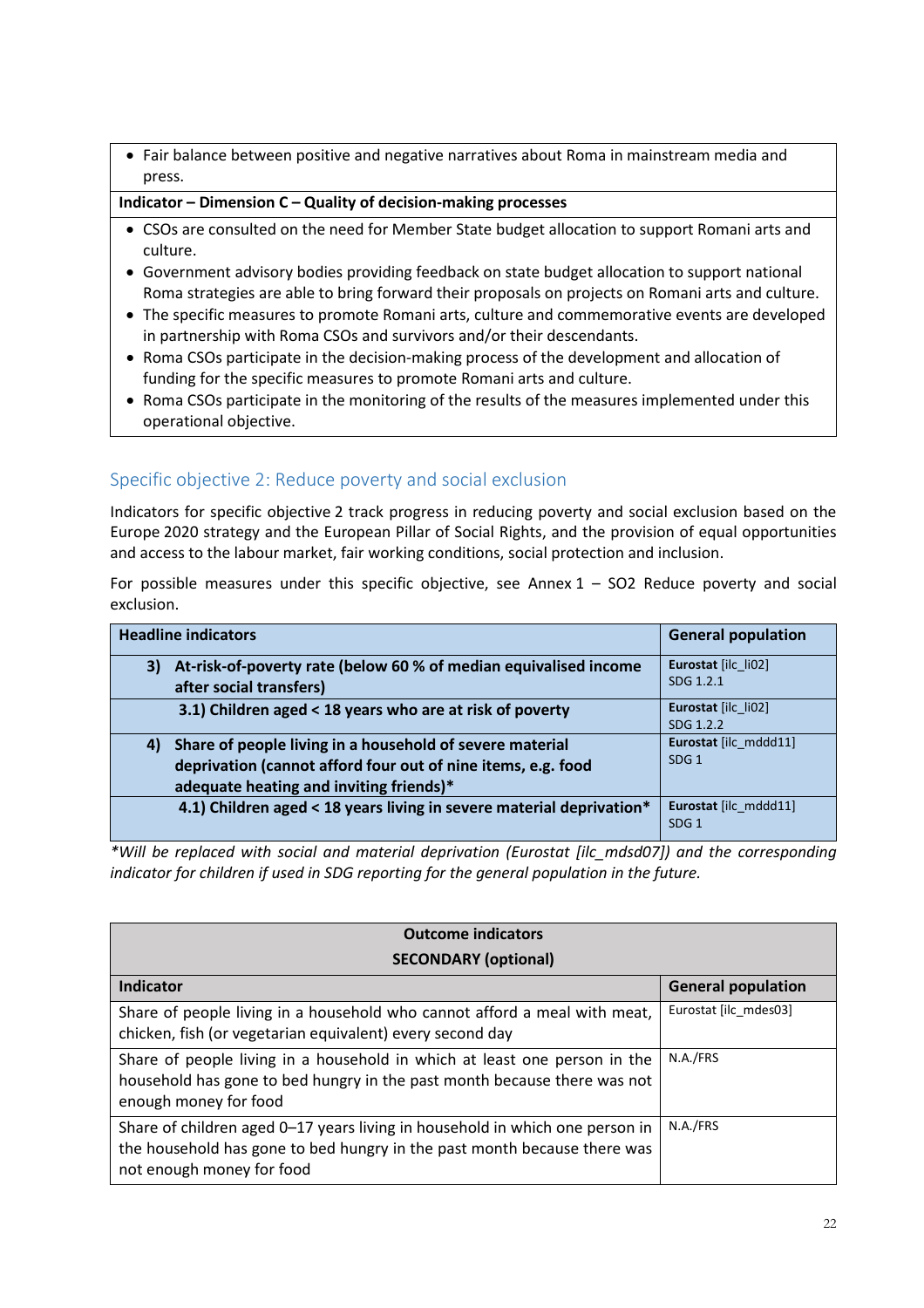| |
|---|
| • Fair balance between positive and negative narratives about Roma in mainstream media and press. |
| **Indicator – Dimension C – Quality of decision-making processes** |
| • CSOs are consulted on the need for Member State budget allocation to support Romani arts and culture.<br>• Government advisory bodies providing feedback on state budget allocation to support national Roma strategies are able to bring forward their proposals on projects on Romani arts and culture.<br>• The specific measures to promote Romani arts, culture and commemorative events are developed in partnership with Roma CSOs and survivors and/or their descendants.<br>• Roma CSOs participate in the decision-making process of the development and allocation of funding for the specific measures to promote Romani arts and culture.<br>• Roma CSOs participate in the monitoring of the results of the measures implemented under this operational objective. |

## Specific objective 2: Reduce poverty and social exclusion

Indicators for specific objective 2 track progress in reducing poverty and social exclusion based on the Europe 2020 strategy and the European Pillar of Social Rights, and the provision of equal opportunities and access to the labour market, fair working conditions, social protection and inclusion.

For possible measures under this specific objective, see Annex 1 – SO2 Reduce poverty and social exclusion.

| Headline indicators | General population |
|---|---|
| **3) At-risk-of-poverty rate (below 60 % of median equivalised income after social transfers)** | **Eurostat** [ilc_li02] SDG 1.2.1 |
| **3.1) Children aged < 18 years who are at risk of poverty** | **Eurostat** [ilc_li02] SDG 1.2.2 |
| **4) Share of people living in a household of severe material deprivation (cannot afford four out of nine items, e.g. food adequate heating and inviting friends)*** | **Eurostat** [ilc_mddd11] SDG 1 |
| **4.1) Children aged < 18 years living in severe material deprivation*** | **Eurostat** [ilc_mddd11] SDG 1 |

*\*Will be replaced with social and material deprivation (Eurostat [ilc_mdsd07]) and the corresponding indicator for children if used in SDG reporting for the general population in the future.*

| **Outcome indicators SECONDARY (optional)** | |
|---|---|
| **Indicator** | **General population** |
| Share of people living in a household who cannot afford a meal with meat, chicken, fish (or vegetarian equivalent) every second day | Eurostat [ilc_mdes03] |
| Share of people living in a household in which at least one person in the household has gone to bed hungry in the past month because there was not enough money for food | N.A./FRS |
| Share of children aged 0–17 years living in household in which one person in the household has gone to bed hungry in the past month because there was not enough money for food | N.A./FRS |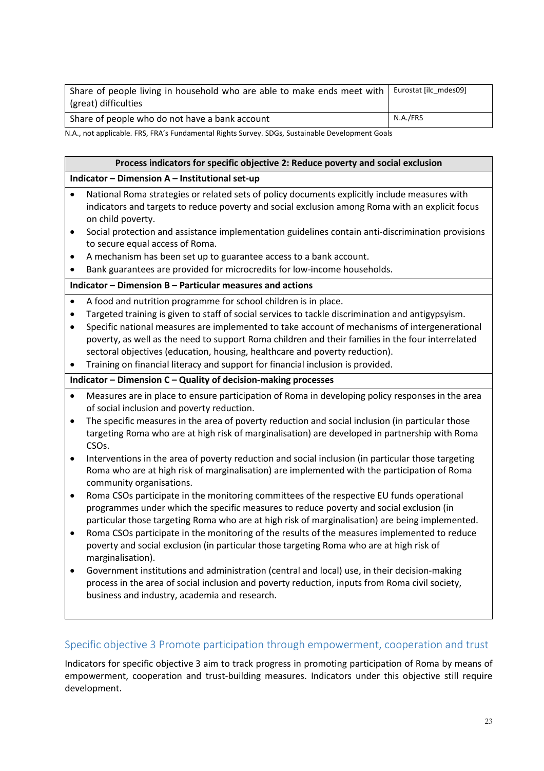| Share of people living in household who are able to make ends meet with (great) difficulties | Eurostat [ilc_mdes09] |
| --- | --- |
| Share of people who do not have a bank account | N.A./FRS |

N.A., not applicable. FRS, FRA's Fundamental Rights Survey. SDGs, Sustainable Development Goals

**Process indicators for specific objective 2: Reduce poverty and social exclusion**

**Indicator – Dimension A – Institutional set-up**

- National Roma strategies or related sets of policy documents explicitly include measures with indicators and targets to reduce poverty and social exclusion among Roma with an explicit focus on child poverty.
- Social protection and assistance implementation guidelines contain anti-discrimination provisions to secure equal access of Roma.
- A mechanism has been set up to guarantee access to a bank account.
- Bank guarantees are provided for microcredits for low-income households.

**Indicator – Dimension B – Particular measures and actions**

- A food and nutrition programme for school children is in place.
- Targeted training is given to staff of social services to tackle discrimination and antigypsyism.
- Specific national measures are implemented to take account of mechanisms of intergenerational poverty, as well as the need to support Roma children and their families in the four interrelated sectoral objectives (education, housing, healthcare and poverty reduction).
- Training on financial literacy and support for financial inclusion is provided.

**Indicator – Dimension C – Quality of decision-making processes**

- Measures are in place to ensure participation of Roma in developing policy responses in the area of social inclusion and poverty reduction.
- The specific measures in the area of poverty reduction and social inclusion (in particular those targeting Roma who are at high risk of marginalisation) are developed in partnership with Roma CSOs.
- Interventions in the area of poverty reduction and social inclusion (in particular those targeting Roma who are at high risk of marginalisation) are implemented with the participation of Roma community organisations.
- Roma CSOs participate in the monitoring committees of the respective EU funds operational programmes under which the specific measures to reduce poverty and social exclusion (in particular those targeting Roma who are at high risk of marginalisation) are being implemented.
- Roma CSOs participate in the monitoring of the results of the measures implemented to reduce poverty and social exclusion (in particular those targeting Roma who are at high risk of marginalisation).
- Government institutions and administration (central and local) use, in their decision-making process in the area of social inclusion and poverty reduction, inputs from Roma civil society, business and industry, academia and research.

## Specific objective 3 Promote participation through empowerment, cooperation and trust

Indicators for specific objective 3 aim to track progress in promoting participation of Roma by means of empowerment, cooperation and trust-building measures. Indicators under this objective still require development.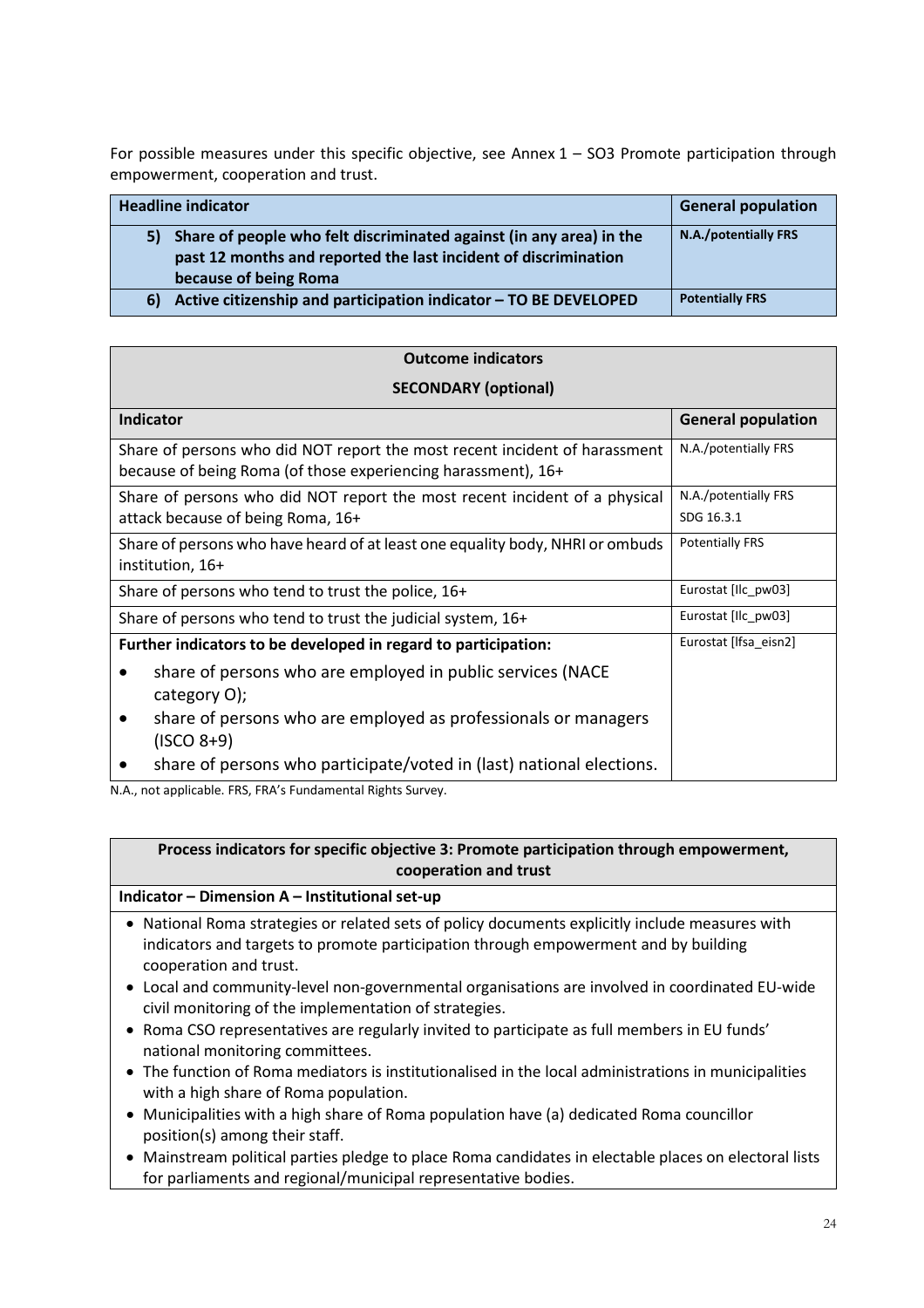For possible measures under this specific objective, see Annex 1 – SO3 Promote participation through empowerment, cooperation and trust.

| Headline indicator | General population |
| --- | --- |
| **5) Share of people who felt discriminated against (in any area) in the past 12 months and reported the last incident of discrimination because of being Roma** | **N.A./potentially FRS** |
| **6) Active citizenship and participation indicator – TO BE DEVELOPED** | **Potentially FRS** |

| **Outcome indicators**<br>**SECONDARY (optional)** | |
| --- | --- |
| **Indicator** | **General population** |
| Share of persons who did NOT report the most recent incident of harassment because of being Roma (of those experiencing harassment), 16+ | N.A./potentially FRS |
| Share of persons who did NOT report the most recent incident of a physical attack because of being Roma, 16+ | N.A./potentially FRS<br>SDG 16.3.1 |
| Share of persons who have heard of at least one equality body, NHRI or ombuds institution, 16+ | Potentially FRS |
| Share of persons who tend to trust the police, 16+ | Eurostat [Ilc_pw03] |
| Share of persons who tend to trust the judicial system, 16+ | Eurostat [Ilc_pw03] |
| **Further indicators to be developed in regard to participation:**<br>• share of persons who are employed in public services (NACE category O);<br>• share of persons who are employed as professionals or managers (ISCO 8+9)<br>• share of persons who participate/voted in (last) national elections. | Eurostat [lfsa_eisn2] |

N.A., not applicable. FRS, FRA's Fundamental Rights Survey.

| **Process indicators for specific objective 3: Promote participation through empowerment, cooperation and trust** |
| --- |
| **Indicator – Dimension A – Institutional set-up** |
| • National Roma strategies or related sets of policy documents explicitly include measures with indicators and targets to promote participation through empowerment and by building cooperation and trust.<br>• Local and community-level non-governmental organisations are involved in coordinated EU-wide civil monitoring of the implementation of strategies.<br>• Roma CSO representatives are regularly invited to participate as full members in EU funds' national monitoring committees.<br>• The function of Roma mediators is institutionalised in the local administrations in municipalities with a high share of Roma population.<br>• Municipalities with a high share of Roma population have (a) dedicated Roma councillor position(s) among their staff.<br>• Mainstream political parties pledge to place Roma candidates in electable places on electoral lists for parliaments and regional/municipal representative bodies. |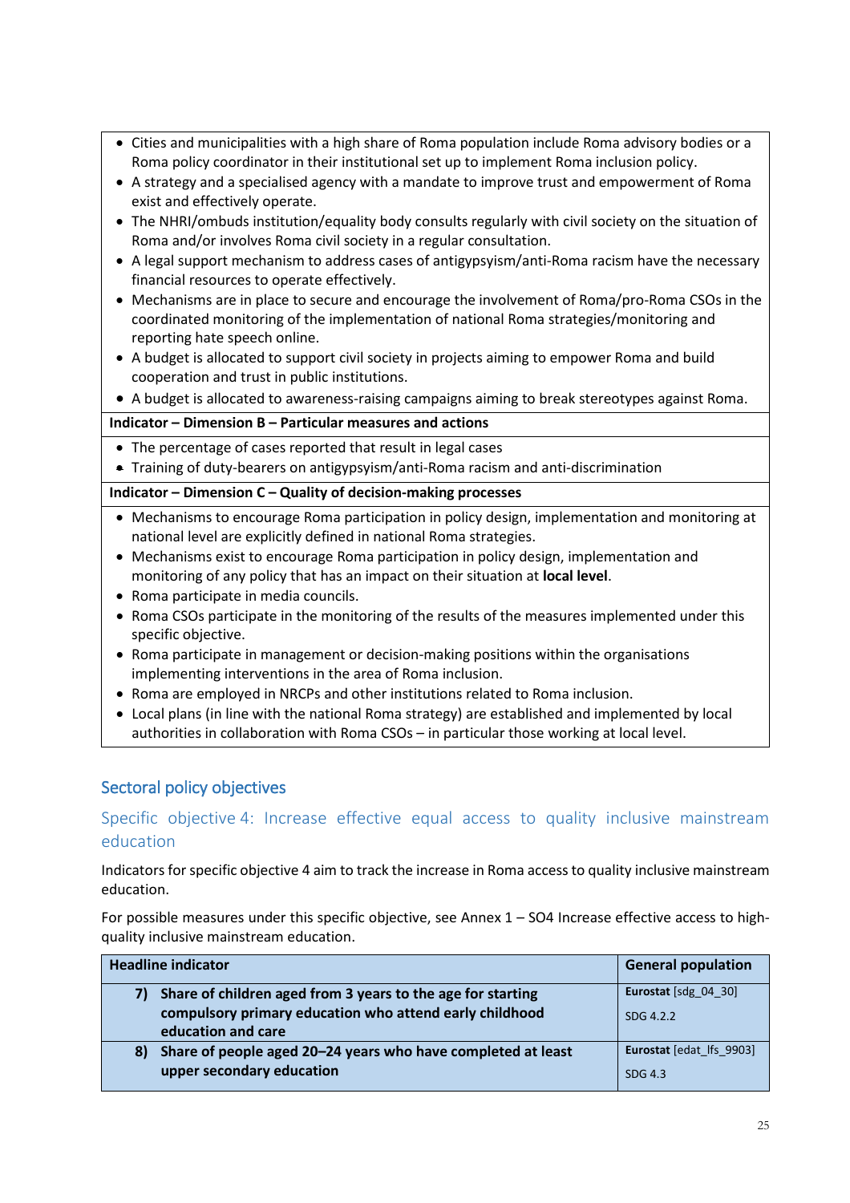- Cities and municipalities with a high share of Roma population include Roma advisory bodies or a Roma policy coordinator in their institutional set up to implement Roma inclusion policy.
- A strategy and a specialised agency with a mandate to improve trust and empowerment of Roma exist and effectively operate.
- The NHRI/ombuds institution/equality body consults regularly with civil society on the situation of Roma and/or involves Roma civil society in a regular consultation.
- A legal support mechanism to address cases of antigypsyism/anti-Roma racism have the necessary financial resources to operate effectively.
- Mechanisms are in place to secure and encourage the involvement of Roma/pro-Roma CSOs in the coordinated monitoring of the implementation of national Roma strategies/monitoring and reporting hate speech online.
- A budget is allocated to support civil society in projects aiming to empower Roma and build cooperation and trust in public institutions.
- A budget is allocated to awareness-raising campaigns aiming to break stereotypes against Roma.

**Indicator – Dimension B – Particular measures and actions**

- The percentage of cases reported that result in legal cases
- Training of duty-bearers on antigypsyism/anti-Roma racism and anti-discrimination

**Indicator – Dimension C – Quality of decision-making processes**

- Mechanisms to encourage Roma participation in policy design, implementation and monitoring at national level are explicitly defined in national Roma strategies.
- Mechanisms exist to encourage Roma participation in policy design, implementation and monitoring of any policy that has an impact on their situation at **local level**.
- Roma participate in media councils.
- Roma CSOs participate in the monitoring of the results of the measures implemented under this specific objective.
- Roma participate in management or decision-making positions within the organisations implementing interventions in the area of Roma inclusion.
- Roma are employed in NRCPs and other institutions related to Roma inclusion.
- Local plans (in line with the national Roma strategy) are established and implemented by local authorities in collaboration with Roma CSOs – in particular those working at local level.

## Sectoral policy objectives

### Specific objective 4: Increase effective equal access to quality inclusive mainstream education

Indicators for specific objective 4 aim to track the increase in Roma access to quality inclusive mainstream education.

For possible measures under this specific objective, see Annex 1 – SO4 Increase effective access to high-quality inclusive mainstream education.

| Headline indicator | General population |
|---|---|
| **7) Share of children aged from 3 years to the age for starting compulsory primary education who attend early childhood education and care** | **Eurostat** [sdg_04_30]<br>SDG 4.2.2 |
| **8) Share of people aged 20–24 years who have completed at least upper secondary education** | **Eurostat** [edat_lfs_9903]<br>SDG 4.3 |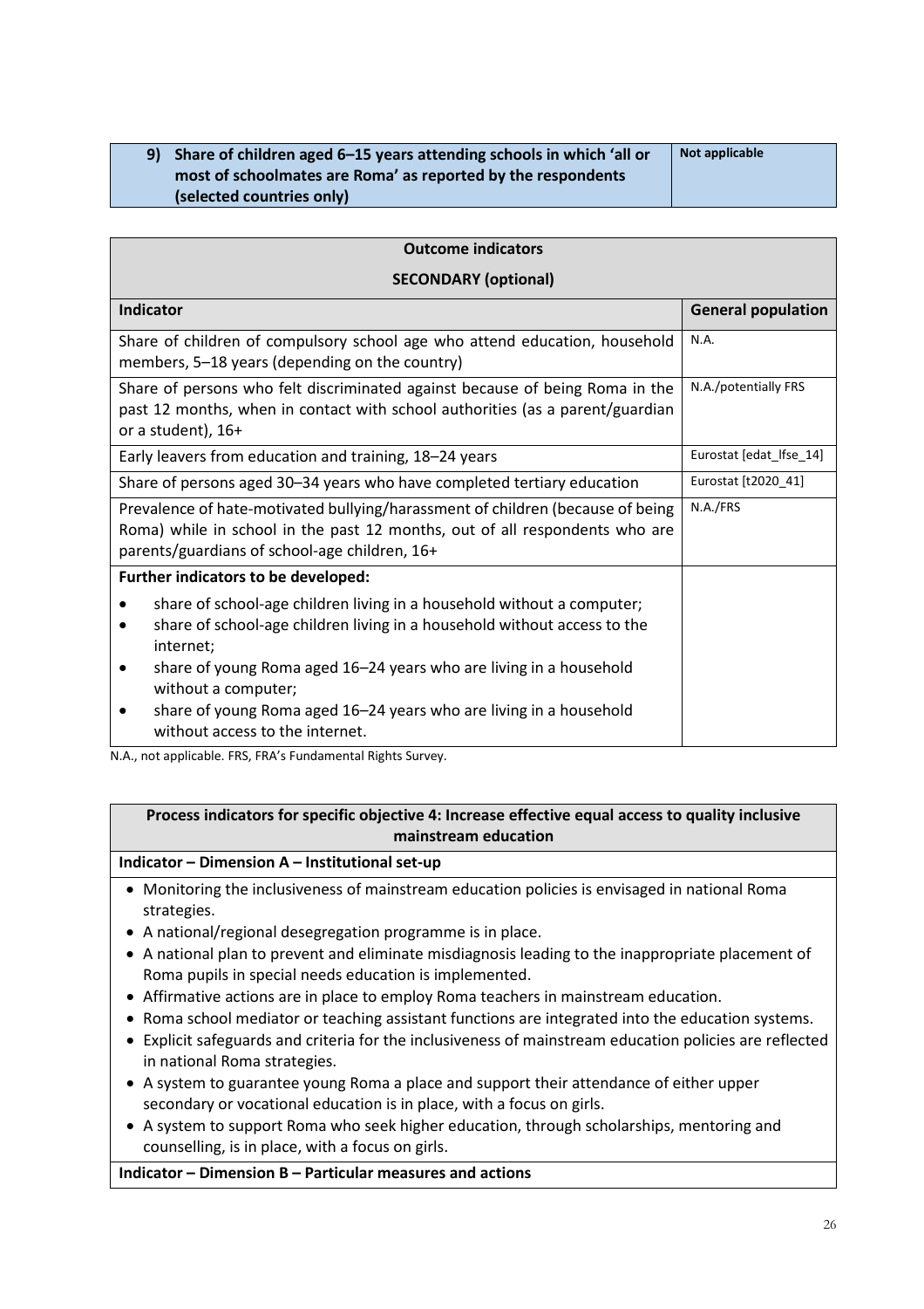| 9) Share of children aged 6–15 years attending schools in which 'all or most of schoolmates are Roma' as reported by the respondents (selected countries only) | Not applicable |
|---|---|

| Outcome indicators<br>SECONDARY (optional) | |
|---|---|
| **Indicator** | **General population** |
| Share of children of compulsory school age who attend education, household members, 5–18 years (depending on the country) | N.A. |
| Share of persons who felt discriminated against because of being Roma in the past 12 months, when in contact with school authorities (as a parent/guardian or a student), 16+ | N.A./potentially FRS |
| Early leavers from education and training, 18–24 years | Eurostat [edat_lfse_14] |
| Share of persons aged 30–34 years who have completed tertiary education | Eurostat [t2020_41] |
| Prevalence of hate-motivated bullying/harassment of children (because of being Roma) while in school in the past 12 months, out of all respondents who are parents/guardians of school-age children, 16+ | N.A./FRS |
| **Further indicators to be developed:**<br>• share of school-age children living in a household without a computer;<br>• share of school-age children living in a household without access to the internet;<br>• share of young Roma aged 16–24 years who are living in a household without a computer;<br>• share of young Roma aged 16–24 years who are living in a household without access to the internet. | |

N.A., not applicable. FRS, FRA's Fundamental Rights Survey.

**Process indicators for specific objective 4: Increase effective equal access to quality inclusive mainstream education**

**Indicator – Dimension A – Institutional set-up**

- Monitoring the inclusiveness of mainstream education policies is envisaged in national Roma strategies.
- A national/regional desegregation programme is in place.
- A national plan to prevent and eliminate misdiagnosis leading to the inappropriate placement of Roma pupils in special needs education is implemented.
- Affirmative actions are in place to employ Roma teachers in mainstream education.
- Roma school mediator or teaching assistant functions are integrated into the education systems.
- Explicit safeguards and criteria for the inclusiveness of mainstream education policies are reflected in national Roma strategies.
- A system to guarantee young Roma a place and support their attendance of either upper secondary or vocational education is in place, with a focus on girls.
- A system to support Roma who seek higher education, through scholarships, mentoring and counselling, is in place, with a focus on girls.

**Indicator – Dimension B – Particular measures and actions**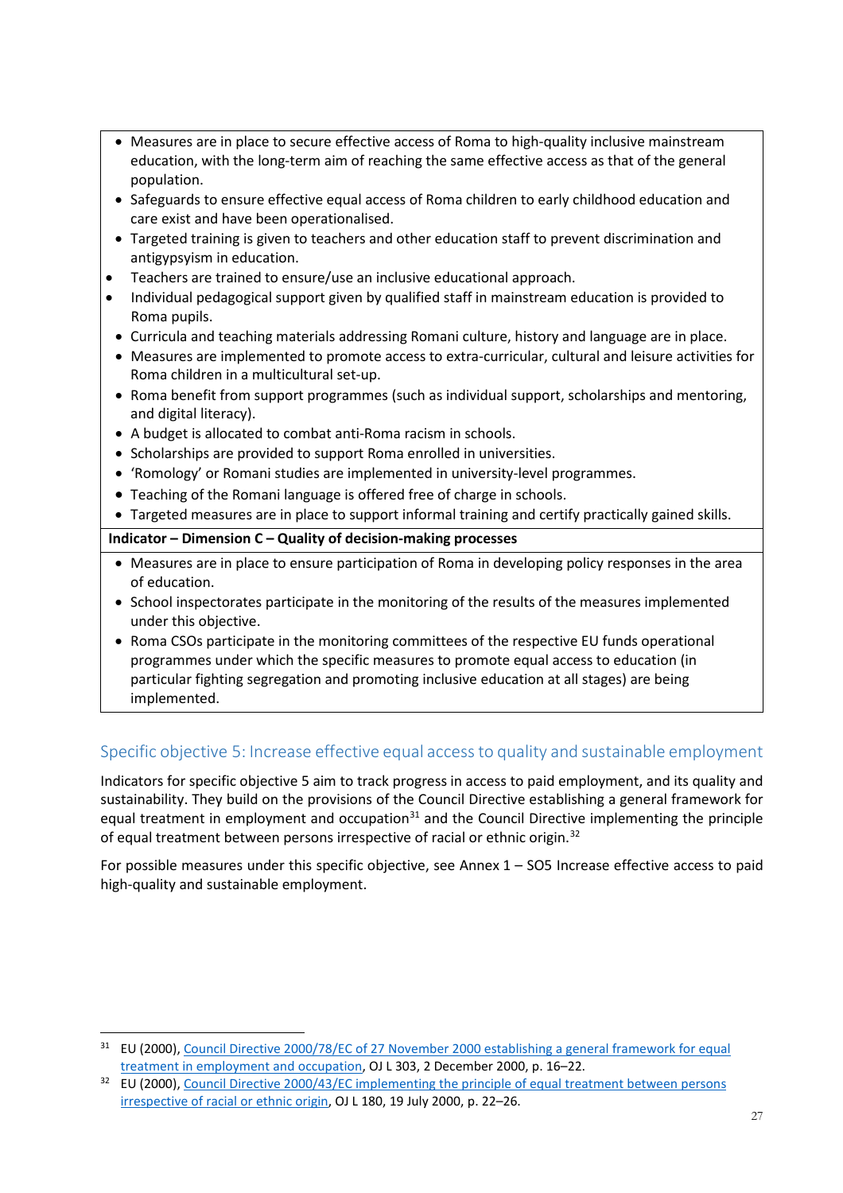- Measures are in place to secure effective access of Roma to high-quality inclusive mainstream education, with the long-term aim of reaching the same effective access as that of the general population.
- Safeguards to ensure effective equal access of Roma children to early childhood education and care exist and have been operationalised.
- Targeted training is given to teachers and other education staff to prevent discrimination and antigypsyism in education.
- Teachers are trained to ensure/use an inclusive educational approach.
- Individual pedagogical support given by qualified staff in mainstream education is provided to Roma pupils.
- Curricula and teaching materials addressing Romani culture, history and language are in place.
- Measures are implemented to promote access to extra-curricular, cultural and leisure activities for Roma children in a multicultural set-up.
- Roma benefit from support programmes (such as individual support, scholarships and mentoring, and digital literacy).
- A budget is allocated to combat anti-Roma racism in schools.
- Scholarships are provided to support Roma enrolled in universities.
- 'Romology' or Romani studies are implemented in university-level programmes.
- Teaching of the Romani language is offered free of charge in schools.
- Targeted measures are in place to support informal training and certify practically gained skills.

**Indicator – Dimension C – Quality of decision-making processes**

- Measures are in place to ensure participation of Roma in developing policy responses in the area of education.
- School inspectorates participate in the monitoring of the results of the measures implemented under this objective.
- Roma CSOs participate in the monitoring committees of the respective EU funds operational programmes under which the specific measures to promote equal access to education (in particular fighting segregation and promoting inclusive education at all stages) are being implemented.

## Specific objective 5: Increase effective equal access to quality and sustainable employment

Indicators for specific objective 5 aim to track progress in access to paid employment, and its quality and sustainability. They build on the provisions of the Council Directive establishing a general framework for equal treatment in employment and occupation[31] and the Council Directive implementing the principle of equal treatment between persons irrespective of racial or ethnic origin.[32]

For possible measures under this specific objective, see Annex 1 – SO5 Increase effective access to paid high-quality and sustainable employment.

---

[31] EU (2000), Council Directive 2000/78/EC of 27 November 2000 establishing a general framework for equal treatment in employment and occupation, OJ L 303, 2 December 2000, p. 16–22.

[32] EU (2000), Council Directive 2000/43/EC implementing the principle of equal treatment between persons irrespective of racial or ethnic origin, OJ L 180, 19 July 2000, p. 22–26.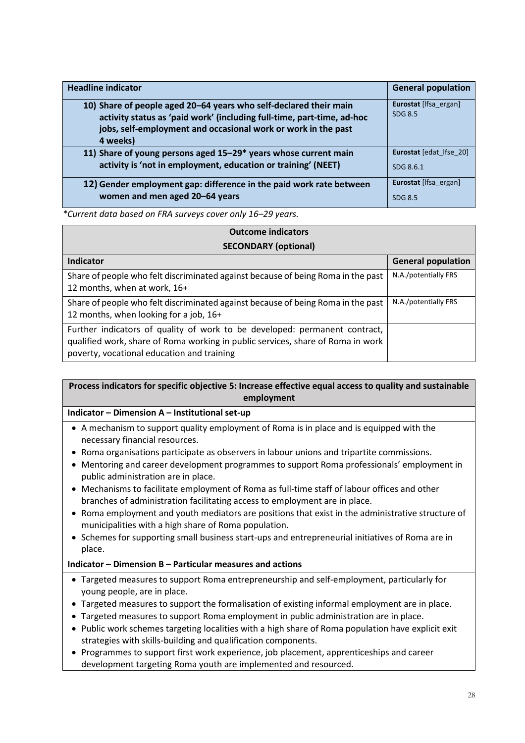| Headline indicator | General population |
|---|---|
| **10) Share of people aged 20–64 years who self-declared their main activity status as 'paid work' (including full-time, part-time, ad-hoc jobs, self-employment and occasional work or work in the past 4 weeks)** | **Eurostat** [lfsa_ergan] SDG 8.5 |
| **11) Share of young persons aged 15–29* years whose current main activity is 'not in employment, education or training' (NEET)** | **Eurostat** [edat_lfse_20] SDG 8.6.1 |
| **12) Gender employment gap: difference in the paid work rate between women and men aged 20–64 years** | **Eurostat** [lfsa_ergan] SDG 8.5 |

*Current data based on FRA surveys cover only 16–29 years.*

| **Outcome indicators SECONDARY (optional)** | |
|---|---|
| **Indicator** | **General population** |
| Share of people who felt discriminated against because of being Roma in the past 12 months, when at work, 16+ | N.A./potentially FRS |
| Share of people who felt discriminated against because of being Roma in the past 12 months, when looking for a job, 16+ | N.A./potentially FRS |
| Further indicators of quality of work to be developed: permanent contract, qualified work, share of Roma working in public services, share of Roma in work poverty, vocational education and training | |

**Process indicators for specific objective 5: Increase effective equal access to quality and sustainable employment**

**Indicator – Dimension A – Institutional set-up**

- A mechanism to support quality employment of Roma is in place and is equipped with the necessary financial resources.
- Roma organisations participate as observers in labour unions and tripartite commissions.
- Mentoring and career development programmes to support Roma professionals' employment in public administration are in place.
- Mechanisms to facilitate employment of Roma as full-time staff of labour offices and other branches of administration facilitating access to employment are in place.
- Roma employment and youth mediators are positions that exist in the administrative structure of municipalities with a high share of Roma population.
- Schemes for supporting small business start-ups and entrepreneurial initiatives of Roma are in place.

**Indicator – Dimension B – Particular measures and actions**

- Targeted measures to support Roma entrepreneurship and self-employment, particularly for young people, are in place.
- Targeted measures to support the formalisation of existing informal employment are in place.
- Targeted measures to support Roma employment in public administration are in place.
- Public work schemes targeting localities with a high share of Roma population have explicit exit strategies with skills-building and qualification components.
- Programmes to support first work experience, job placement, apprenticeships and career development targeting Roma youth are implemented and resourced.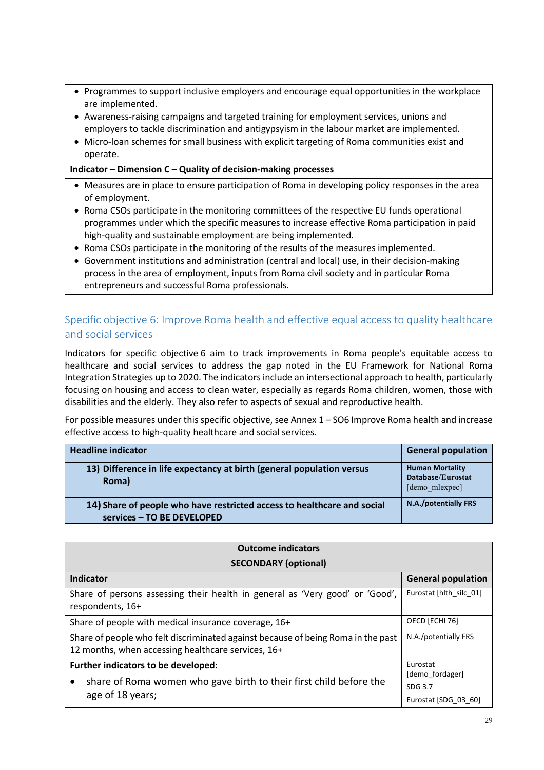- Programmes to support inclusive employers and encourage equal opportunities in the workplace are implemented.
- Awareness-raising campaigns and targeted training for employment services, unions and employers to tackle discrimination and antigypsyism in the labour market are implemented.
- Micro-loan schemes for small business with explicit targeting of Roma communities exist and operate.

**Indicator – Dimension C – Quality of decision-making processes**

- Measures are in place to ensure participation of Roma in developing policy responses in the area of employment.
- Roma CSOs participate in the monitoring committees of the respective EU funds operational programmes under which the specific measures to increase effective Roma participation in paid high-quality and sustainable employment are being implemented.
- Roma CSOs participate in the monitoring of the results of the measures implemented.
- Government institutions and administration (central and local) use, in their decision-making process in the area of employment, inputs from Roma civil society and in particular Roma entrepreneurs and successful Roma professionals.

## Specific objective 6: Improve Roma health and effective equal access to quality healthcare and social services

Indicators for specific objective 6 aim to track improvements in Roma people's equitable access to healthcare and social services to address the gap noted in the EU Framework for National Roma Integration Strategies up to 2020. The indicators include an intersectional approach to health, particularly focusing on housing and access to clean water, especially as regards Roma children, women, those with disabilities and the elderly. They also refer to aspects of sexual and reproductive health.

For possible measures under this specific objective, see Annex 1 – SO6 Improve Roma health and increase effective access to high-quality healthcare and social services.

| Headline indicator | General population |
|---|---|
| **13) Difference in life expectancy at birth (general population versus Roma)** | **Human Mortality Database/Eurostat** [demo_mlexpec] |
| **14) Share of people who have restricted access to healthcare and social services – TO BE DEVELOPED** | **N.A./potentially FRS** |

| Outcome indicators SECONDARY (optional) | |
|---|---|
| **Indicator** | **General population** |
| Share of persons assessing their health in general as 'Very good' or 'Good', respondents, 16+ | Eurostat [hlth_silc_01] |
| Share of people with medical insurance coverage, 16+ | OECD [ECHI 76] |
| Share of people who felt discriminated against because of being Roma in the past 12 months, when accessing healthcare services, 16+ | N.A./potentially FRS |
| **Further indicators to be developed:**<br>• share of Roma women who gave birth to their first child before the age of 18 years; | Eurostat [demo_fordager]<br>SDG 3.7<br>Eurostat [SDG_03_60] |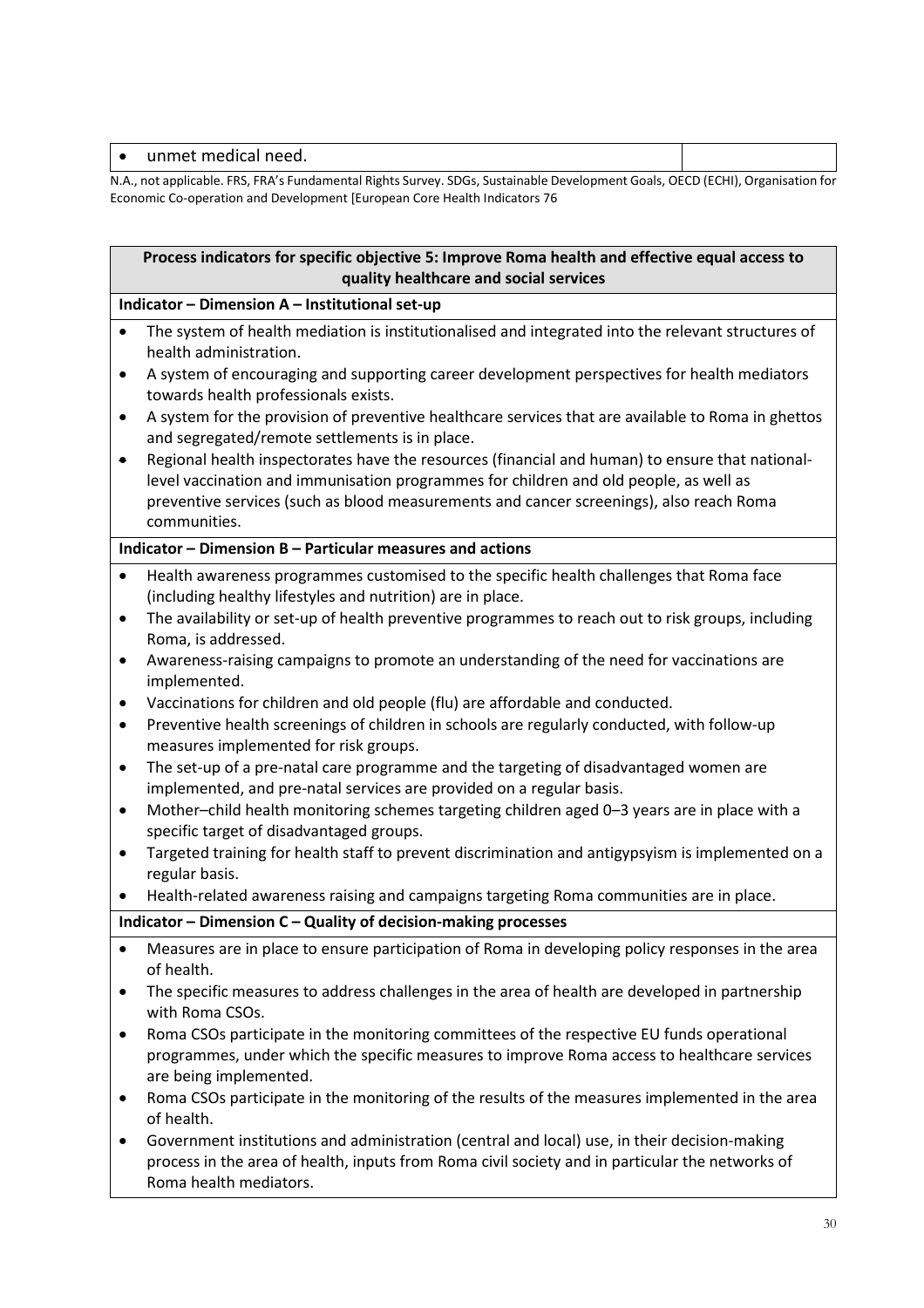| • unmet medical need. | |
|---|---|

N.A., not applicable. FRS, FRA's Fundamental Rights Survey. SDGs, Sustainable Development Goals, OECD (ECHI), Organisation for Economic Co-operation and Development [European Core Health Indicators 76

| **Process indicators for specific objective 5: Improve Roma health and effective equal access to quality healthcare and social services** |
|---|
| **Indicator – Dimension A – Institutional set-up** |
| • The system of health mediation is institutionalised and integrated into the relevant structures of health administration.<br>• A system of encouraging and supporting career development perspectives for health mediators towards health professionals exists.<br>• A system for the provision of preventive healthcare services that are available to Roma in ghettos and segregated/remote settlements is in place.<br>• Regional health inspectorates have the resources (financial and human) to ensure that national-level vaccination and immunisation programmes for children and old people, as well as preventive services (such as blood measurements and cancer screenings), also reach Roma communities. |
| **Indicator – Dimension B – Particular measures and actions** |
| • Health awareness programmes customised to the specific health challenges that Roma face (including healthy lifestyles and nutrition) are in place.<br>• The availability or set-up of health preventive programmes to reach out to risk groups, including Roma, is addressed.<br>• Awareness-raising campaigns to promote an understanding of the need for vaccinations are implemented.<br>• Vaccinations for children and old people (flu) are affordable and conducted.<br>• Preventive health screenings of children in schools are regularly conducted, with follow-up measures implemented for risk groups.<br>• The set-up of a pre-natal care programme and the targeting of disadvantaged women are implemented, and pre-natal services are provided on a regular basis.<br>• Mother–child health monitoring schemes targeting children aged 0–3 years are in place with a specific target of disadvantaged groups.<br>• Targeted training for health staff to prevent discrimination and antigypsyism is implemented on a regular basis.<br>• Health-related awareness raising and campaigns targeting Roma communities are in place. |
| **Indicator – Dimension C – Quality of decision-making processes** |
| • Measures are in place to ensure participation of Roma in developing policy responses in the area of health.<br>• The specific measures to address challenges in the area of health are developed in partnership with Roma CSOs.<br>• Roma CSOs participate in the monitoring committees of the respective EU funds operational programmes, under which the specific measures to improve Roma access to healthcare services are being implemented.<br>• Roma CSOs participate in the monitoring of the results of the measures implemented in the area of health.<br>• Government institutions and administration (central and local) use, in their decision-making process in the area of health, inputs from Roma civil society and in particular the networks of Roma health mediators. |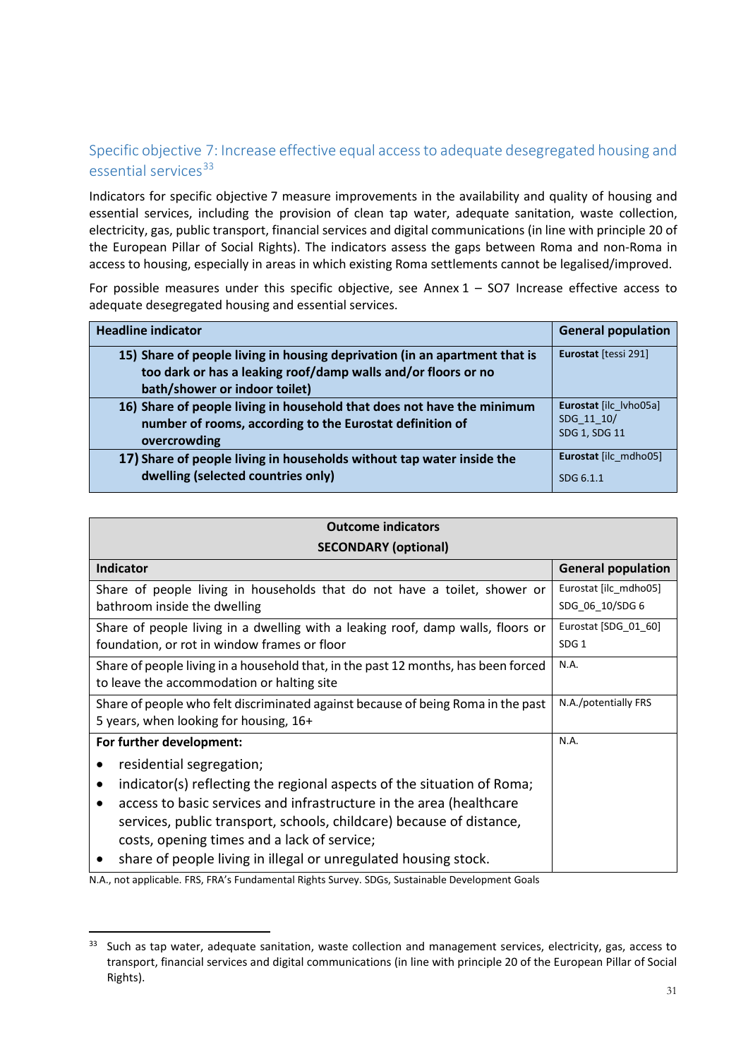## Specific objective 7: Increase effective equal access to adequate desegregated housing and essential services[33]

Indicators for specific objective 7 measure improvements in the availability and quality of housing and essential services, including the provision of clean tap water, adequate sanitation, waste collection, electricity, gas, public transport, financial services and digital communications (in line with principle 20 of the European Pillar of Social Rights). The indicators assess the gaps between Roma and non-Roma in access to housing, especially in areas in which existing Roma settlements cannot be legalised/improved.

For possible measures under this specific objective, see Annex 1 – SO7 Increase effective access to adequate desegregated housing and essential services.

| Headline indicator | General population |
|---|---|
| **15) Share of people living in housing deprivation (in an apartment that is too dark or has a leaking roof/damp walls and/or floors or no bath/shower or indoor toilet)** | **Eurostat** [tessi 291] |
| **16) Share of people living in household that does not have the minimum number of rooms, according to the Eurostat definition of overcrowding** | **Eurostat** [ilc_lvho05a] SDG_11_10/ SDG 1, SDG 11 |
| **17) Share of people living in households without tap water inside the dwelling (selected countries only)** | **Eurostat** [ilc_mdho05] SDG 6.1.1 |

| **Outcome indicators SECONDARY (optional)** | |
|---|---|
| **Indicator** | **General population** |
| Share of people living in households that do not have a toilet, shower or bathroom inside the dwelling | Eurostat [ilc_mdho05] SDG_06_10/SDG 6 |
| Share of people living in a dwelling with a leaking roof, damp walls, floors or foundation, or rot in window frames or floor | Eurostat [SDG_01_60] SDG 1 |
| Share of people living in a household that, in the past 12 months, has been forced to leave the accommodation or halting site | N.A. |
| Share of people who felt discriminated against because of being Roma in the past 5 years, when looking for housing, 16+ | N.A./potentially FRS |
| **For further development:** <br>• residential segregation; <br>• indicator(s) reflecting the regional aspects of the situation of Roma; <br>• access to basic services and infrastructure in the area (healthcare services, public transport, schools, childcare) because of distance, costs, opening times and a lack of service; <br>• share of people living in illegal or unregulated housing stock. | N.A. |

N.A., not applicable. FRS, FRA's Fundamental Rights Survey. SDGs, Sustainable Development Goals

[33] Such as tap water, adequate sanitation, waste collection and management services, electricity, gas, access to transport, financial services and digital communications (in line with principle 20 of the European Pillar of Social Rights).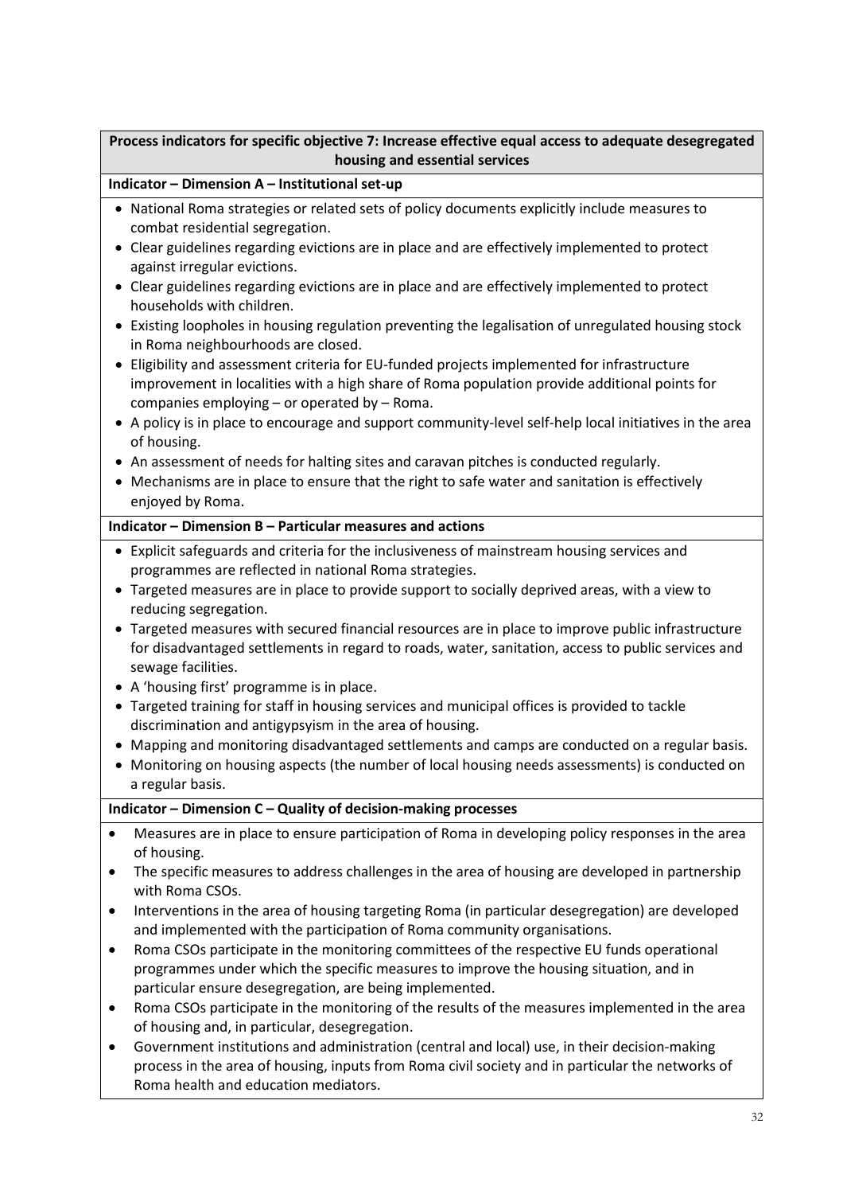**Process indicators for specific objective 7: Increase effective equal access to adequate desegregated housing and essential services**

**Indicator – Dimension A – Institutional set-up**

- National Roma strategies or related sets of policy documents explicitly include measures to combat residential segregation.
- Clear guidelines regarding evictions are in place and are effectively implemented to protect against irregular evictions.
- Clear guidelines regarding evictions are in place and are effectively implemented to protect households with children.
- Existing loopholes in housing regulation preventing the legalisation of unregulated housing stock in Roma neighbourhoods are closed.
- Eligibility and assessment criteria for EU-funded projects implemented for infrastructure improvement in localities with a high share of Roma population provide additional points for companies employing – or operated by – Roma.
- A policy is in place to encourage and support community-level self-help local initiatives in the area of housing.
- An assessment of needs for halting sites and caravan pitches is conducted regularly.
- Mechanisms are in place to ensure that the right to safe water and sanitation is effectively enjoyed by Roma.

**Indicator – Dimension B – Particular measures and actions**

- Explicit safeguards and criteria for the inclusiveness of mainstream housing services and programmes are reflected in national Roma strategies.
- Targeted measures are in place to provide support to socially deprived areas, with a view to reducing segregation.
- Targeted measures with secured financial resources are in place to improve public infrastructure for disadvantaged settlements in regard to roads, water, sanitation, access to public services and sewage facilities.
- A 'housing first' programme is in place.
- Targeted training for staff in housing services and municipal offices is provided to tackle discrimination and antigypsyism in the area of housing.
- Mapping and monitoring disadvantaged settlements and camps are conducted on a regular basis.
- Monitoring on housing aspects (the number of local housing needs assessments) is conducted on a regular basis.

**Indicator – Dimension C – Quality of decision-making processes**

- Measures are in place to ensure participation of Roma in developing policy responses in the area of housing.
- The specific measures to address challenges in the area of housing are developed in partnership with Roma CSOs.
- Interventions in the area of housing targeting Roma (in particular desegregation) are developed and implemented with the participation of Roma community organisations.
- Roma CSOs participate in the monitoring committees of the respective EU funds operational programmes under which the specific measures to improve the housing situation, and in particular ensure desegregation, are being implemented.
- Roma CSOs participate in the monitoring of the results of the measures implemented in the area of housing and, in particular, desegregation.
- Government institutions and administration (central and local) use, in their decision-making process in the area of housing, inputs from Roma civil society and in particular the networks of Roma health and education mediators.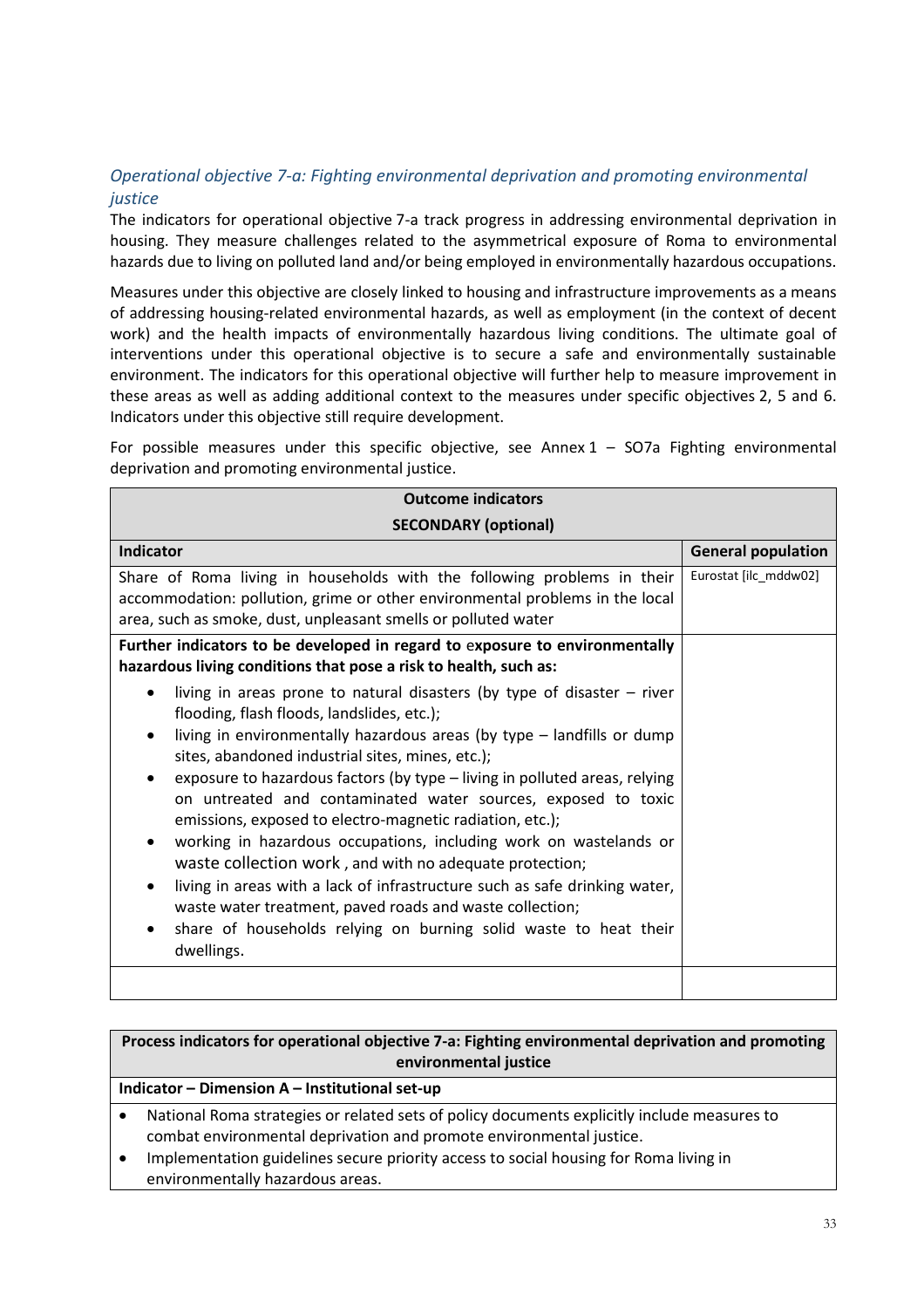*Operational objective 7-a: Fighting environmental deprivation and promoting environmental justice*

The indicators for operational objective 7-a track progress in addressing environmental deprivation in housing. They measure challenges related to the asymmetrical exposure of Roma to environmental hazards due to living on polluted land and/or being employed in environmentally hazardous occupations.

Measures under this objective are closely linked to housing and infrastructure improvements as a means of addressing housing-related environmental hazards, as well as employment (in the context of decent work) and the health impacts of environmentally hazardous living conditions. The ultimate goal of interventions under this operational objective is to secure a safe and environmentally sustainable environment. The indicators for this operational objective will further help to measure improvement in these areas as well as adding additional context to the measures under specific objectives 2, 5 and 6. Indicators under this objective still require development.

For possible measures under this specific objective, see Annex 1 – SO7a Fighting environmental deprivation and promoting environmental justice.

| **Outcome indicators**<br>**SECONDARY (optional)** | |
|---|---|
| **Indicator** | **General population** |
| Share of Roma living in households with the following problems in their accommodation: pollution, grime or other environmental problems in the local area, such as smoke, dust, unpleasant smells or polluted water | Eurostat [ilc_mddw02] |
| **Further indicators to be developed in regard to exposure to environmentally hazardous living conditions that pose a risk to health, such as:**<br>• living in areas prone to natural disasters (by type of disaster – river flooding, flash floods, landslides, etc.);<br>• living in environmentally hazardous areas (by type – landfills or dump sites, abandoned industrial sites, mines, etc.);<br>• exposure to hazardous factors (by type – living in polluted areas, relying on untreated and contaminated water sources, exposed to toxic emissions, exposed to electro-magnetic radiation, etc.);<br>• working in hazardous occupations, including work on wastelands or waste collection work , and with no adequate protection;<br>• living in areas with a lack of infrastructure such as safe drinking water, waste water treatment, paved roads and waste collection;<br>• share of households relying on burning solid waste to heat their dwellings. | |
| | |

| **Process indicators for operational objective 7-a: Fighting environmental deprivation and promoting environmental justice** |
|---|
| **Indicator – Dimension A – Institutional set-up** |
| • National Roma strategies or related sets of policy documents explicitly include measures to combat environmental deprivation and promote environmental justice.<br>• Implementation guidelines secure priority access to social housing for Roma living in environmentally hazardous areas. |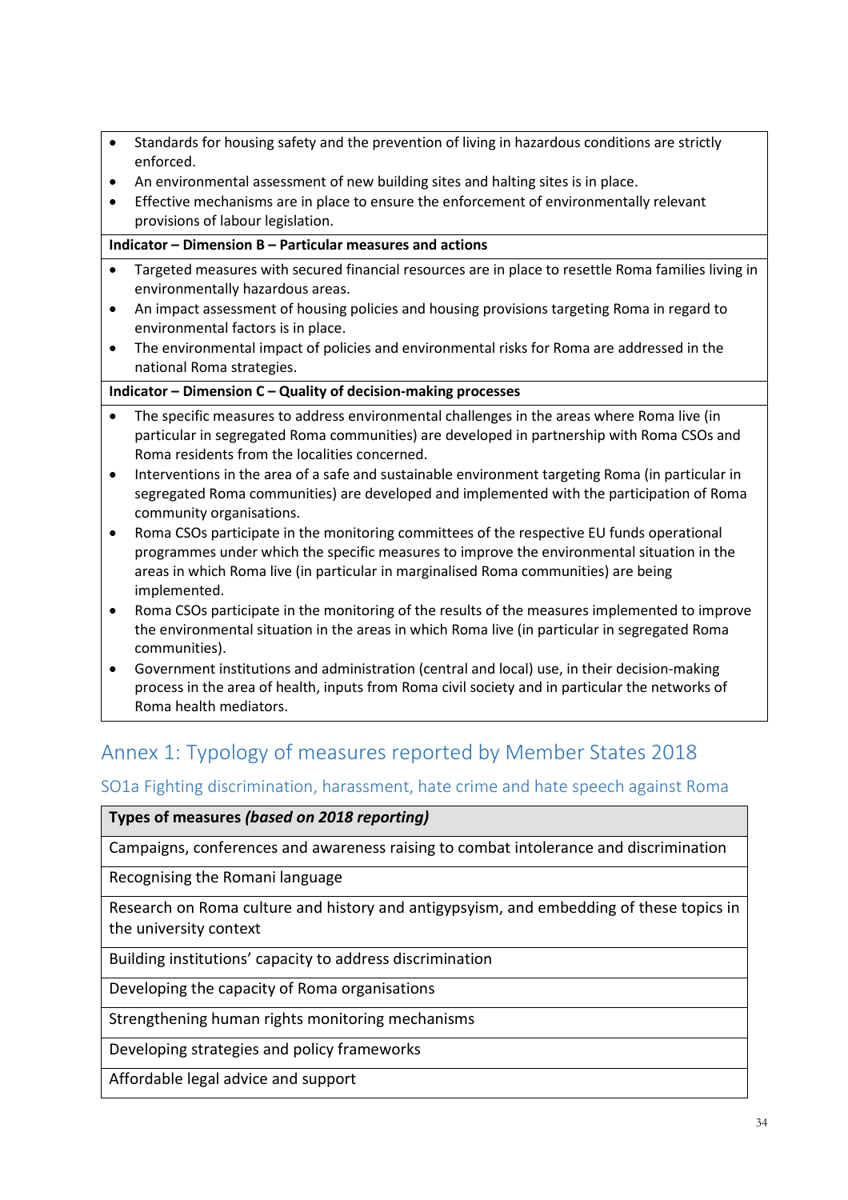| |
|---|
| • Standards for housing safety and the prevention of living in hazardous conditions are strictly enforced.<br>• An environmental assessment of new building sites and halting sites is in place.<br>• Effective mechanisms are in place to ensure the enforcement of environmentally relevant provisions of labour legislation. |
| **Indicator – Dimension B – Particular measures and actions** |
| • Targeted measures with secured financial resources are in place to resettle Roma families living in environmentally hazardous areas.<br>• An impact assessment of housing policies and housing provisions targeting Roma in regard to environmental factors is in place.<br>• The environmental impact of policies and environmental risks for Roma are addressed in the national Roma strategies. |
| **Indicator – Dimension C – Quality of decision-making processes** |
| • The specific measures to address environmental challenges in the areas where Roma live (in particular in segregated Roma communities) are developed in partnership with Roma CSOs and Roma residents from the localities concerned.<br>• Interventions in the area of a safe and sustainable environment targeting Roma (in particular in segregated Roma communities) are developed and implemented with the participation of Roma community organisations.<br>• Roma CSOs participate in the monitoring committees of the respective EU funds operational programmes under which the specific measures to improve the environmental situation in the areas in which Roma live (in particular in marginalised Roma communities) are being implemented.<br>• Roma CSOs participate in the monitoring of the results of the measures implemented to improve the environmental situation in the areas in which Roma live (in particular in segregated Roma communities).<br>• Government institutions and administration (central and local) use, in their decision-making process in the area of health, inputs from Roma civil society and in particular the networks of Roma health mediators. |

## Annex 1: Typology of measures reported by Member States 2018

### SO1a Fighting discrimination, harassment, hate crime and hate speech against Roma

| **Types of measures *(based on 2018 reporting)*** |
|---|
| Campaigns, conferences and awareness raising to combat intolerance and discrimination |
| Recognising the Romani language |
| Research on Roma culture and history and antigypsyism, and embedding of these topics in the university context |
| Building institutions' capacity to address discrimination |
| Developing the capacity of Roma organisations |
| Strengthening human rights monitoring mechanisms |
| Developing strategies and policy frameworks |
| Affordable legal advice and support |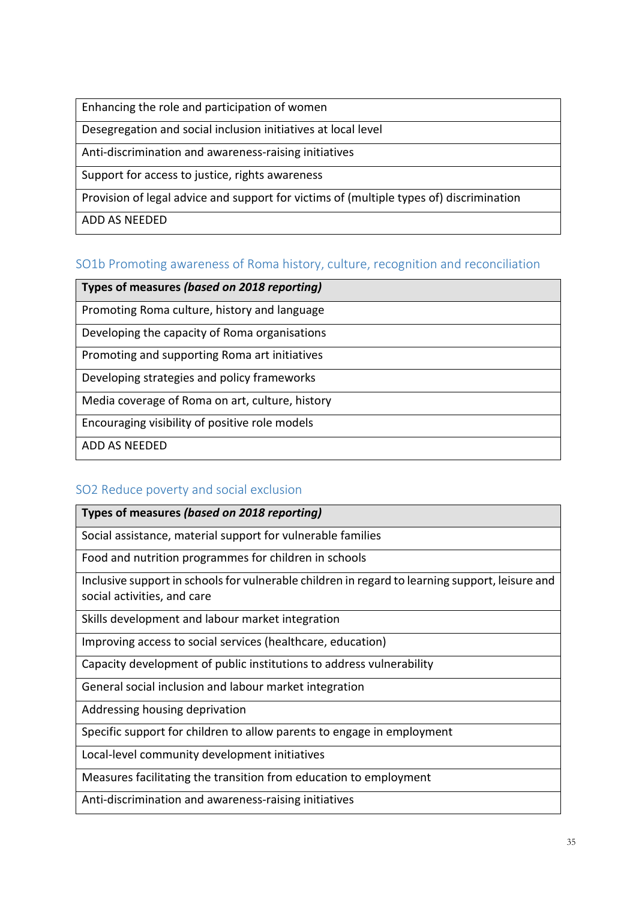| Enhancing the role and participation of women |
| --- |
| Desegregation and social inclusion initiatives at local level |
| Anti-discrimination and awareness-raising initiatives |
| Support for access to justice, rights awareness |
| Provision of legal advice and support for victims of (multiple types of) discrimination |
| ADD AS NEEDED |

### SO1b Promoting awareness of Roma history, culture, recognition and reconciliation

| **Types of measures** ***(based on 2018 reporting)*** |
| --- |
| Promoting Roma culture, history and language |
| Developing the capacity of Roma organisations |
| Promoting and supporting Roma art initiatives |
| Developing strategies and policy frameworks |
| Media coverage of Roma on art, culture, history |
| Encouraging visibility of positive role models |
| ADD AS NEEDED |

### SO2 Reduce poverty and social exclusion

| **Types of measures** ***(based on 2018 reporting)*** |
| --- |
| Social assistance, material support for vulnerable families |
| Food and nutrition programmes for children in schools |
| Inclusive support in schools for vulnerable children in regard to learning support, leisure and social activities, and care |
| Skills development and labour market integration |
| Improving access to social services (healthcare, education) |
| Capacity development of public institutions to address vulnerability |
| General social inclusion and labour market integration |
| Addressing housing deprivation |
| Specific support for children to allow parents to engage in employment |
| Local-level community development initiatives |
| Measures facilitating the transition from education to employment |
| Anti-discrimination and awareness-raising initiatives |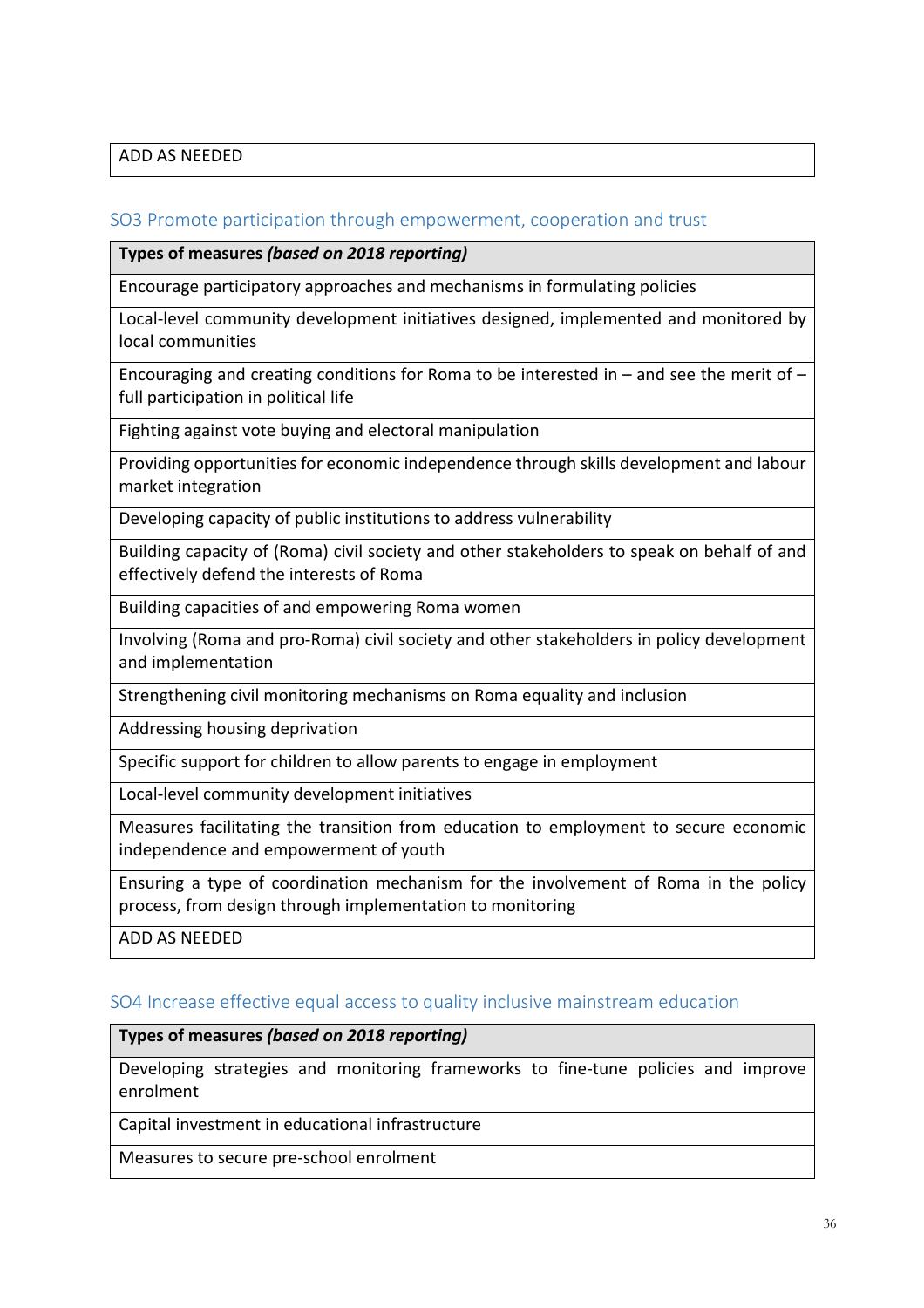| ADD AS NEEDED |
|---|

## SO3 Promote participation through empowerment, cooperation and trust

| **Types of measures *(based on 2018 reporting)*** |
|---|
| Encourage participatory approaches and mechanisms in formulating policies |
| Local-level community development initiatives designed, implemented and monitored by local communities |
| Encouraging and creating conditions for Roma to be interested in – and see the merit of – full participation in political life |
| Fighting against vote buying and electoral manipulation |
| Providing opportunities for economic independence through skills development and labour market integration |
| Developing capacity of public institutions to address vulnerability |
| Building capacity of (Roma) civil society and other stakeholders to speak on behalf of and effectively defend the interests of Roma |
| Building capacities of and empowering Roma women |
| Involving (Roma and pro-Roma) civil society and other stakeholders in policy development and implementation |
| Strengthening civil monitoring mechanisms on Roma equality and inclusion |
| Addressing housing deprivation |
| Specific support for children to allow parents to engage in employment |
| Local-level community development initiatives |
| Measures facilitating the transition from education to employment to secure economic independence and empowerment of youth |
| Ensuring a type of coordination mechanism for the involvement of Roma in the policy process, from design through implementation to monitoring |
| ADD AS NEEDED |

## SO4 Increase effective equal access to quality inclusive mainstream education

| **Types of measures *(based on 2018 reporting)*** |
|---|
| Developing strategies and monitoring frameworks to fine-tune policies and improve enrolment |
| Capital investment in educational infrastructure |
| Measures to secure pre-school enrolment |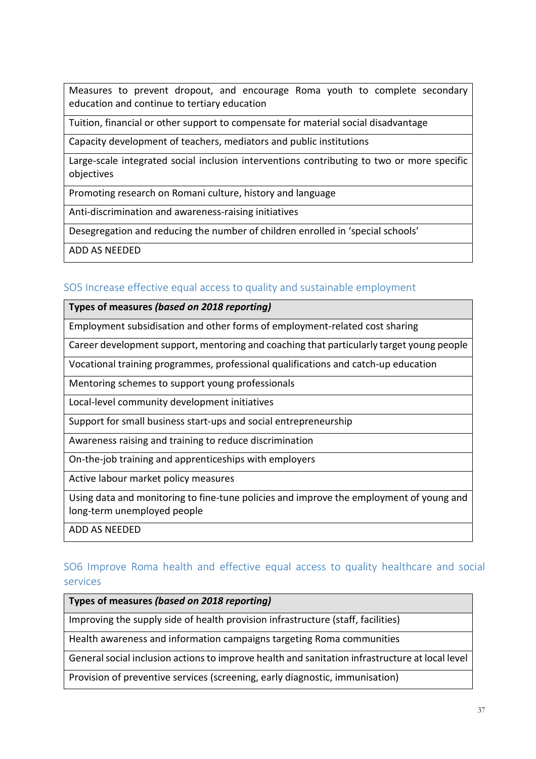| Measures to prevent dropout, and encourage Roma youth to complete secondary education and continue to tertiary education |
|---|
| Tuition, financial or other support to compensate for material social disadvantage |
| Capacity development of teachers, mediators and public institutions |
| Large-scale integrated social inclusion interventions contributing to two or more specific objectives |
| Promoting research on Romani culture, history and language |
| Anti-discrimination and awareness-raising initiatives |
| Desegregation and reducing the number of children enrolled in 'special schools' |
| ADD AS NEEDED |

## SO5 Increase effective equal access to quality and sustainable employment

| **Types of measures *(based on 2018 reporting)*** |
|---|
| Employment subsidisation and other forms of employment-related cost sharing |
| Career development support, mentoring and coaching that particularly target young people |
| Vocational training programmes, professional qualifications and catch-up education |
| Mentoring schemes to support young professionals |
| Local-level community development initiatives |
| Support for small business start-ups and social entrepreneurship |
| Awareness raising and training to reduce discrimination |
| On-the-job training and apprenticeships with employers |
| Active labour market policy measures |
| Using data and monitoring to fine-tune policies and improve the employment of young and long-term unemployed people |
| ADD AS NEEDED |

## SO6 Improve Roma health and effective equal access to quality healthcare and social services

| **Types of measures *(based on 2018 reporting)*** |
|---|
| Improving the supply side of health provision infrastructure (staff, facilities) |
| Health awareness and information campaigns targeting Roma communities |
| General social inclusion actions to improve health and sanitation infrastructure at local level |
| Provision of preventive services (screening, early diagnostic, immunisation) |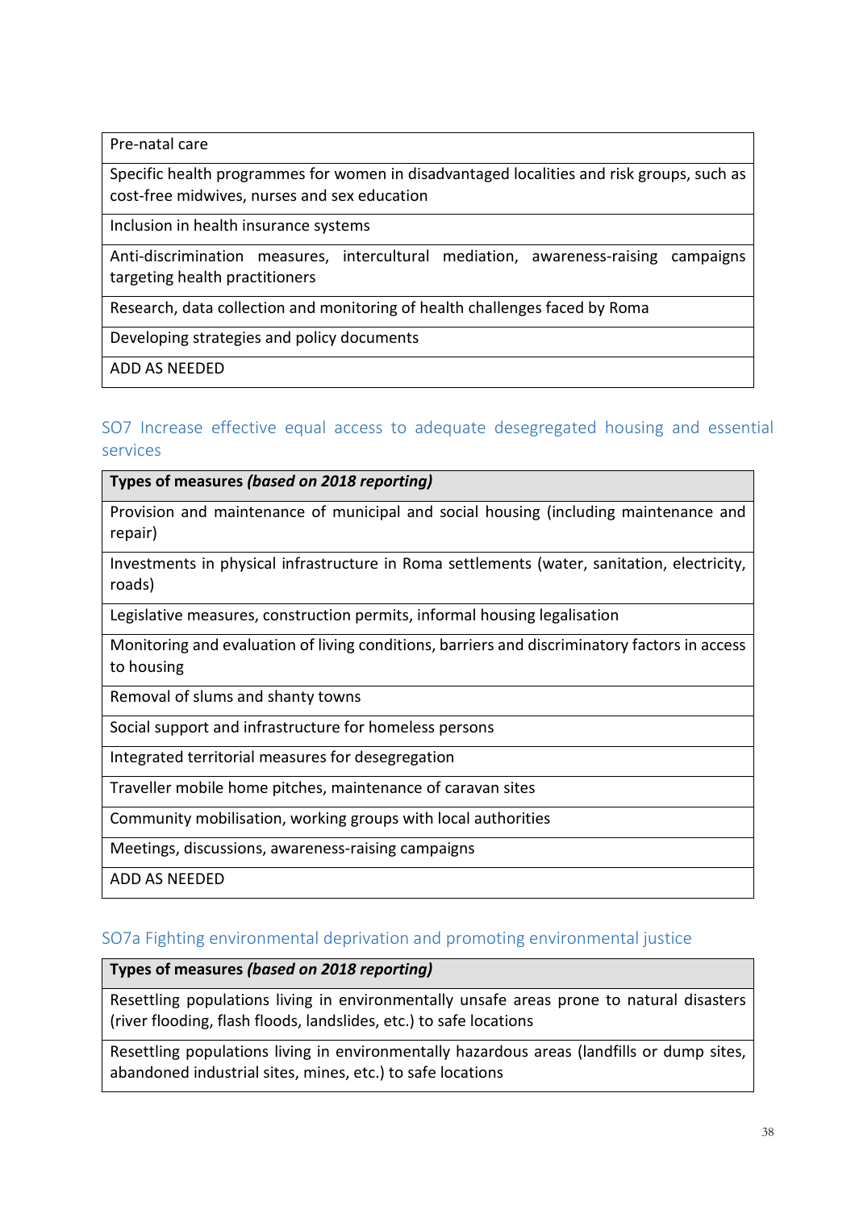| Pre-natal care |
| --- |
| Specific health programmes for women in disadvantaged localities and risk groups, such as cost-free midwives, nurses and sex education |
| Inclusion in health insurance systems |
| Anti-discrimination measures, intercultural mediation, awareness-raising campaigns targeting health practitioners |
| Research, data collection and monitoring of health challenges faced by Roma |
| Developing strategies and policy documents |
| ADD AS NEEDED |

### SO7 Increase effective equal access to adequate desegregated housing and essential services

| **Types of measures *(based on 2018 reporting)*** |
| --- |
| Provision and maintenance of municipal and social housing (including maintenance and repair) |
| Investments in physical infrastructure in Roma settlements (water, sanitation, electricity, roads) |
| Legislative measures, construction permits, informal housing legalisation |
| Monitoring and evaluation of living conditions, barriers and discriminatory factors in access to housing |
| Removal of slums and shanty towns |
| Social support and infrastructure for homeless persons |
| Integrated territorial measures for desegregation |
| Traveller mobile home pitches, maintenance of caravan sites |
| Community mobilisation, working groups with local authorities |
| Meetings, discussions, awareness-raising campaigns |
| ADD AS NEEDED |

### SO7a Fighting environmental deprivation and promoting environmental justice

| **Types of measures *(based on 2018 reporting)*** |
| --- |
| Resettling populations living in environmentally unsafe areas prone to natural disasters (river flooding, flash floods, landslides, etc.) to safe locations |
| Resettling populations living in environmentally hazardous areas (landfills or dump sites, abandoned industrial sites, mines, etc.) to safe locations |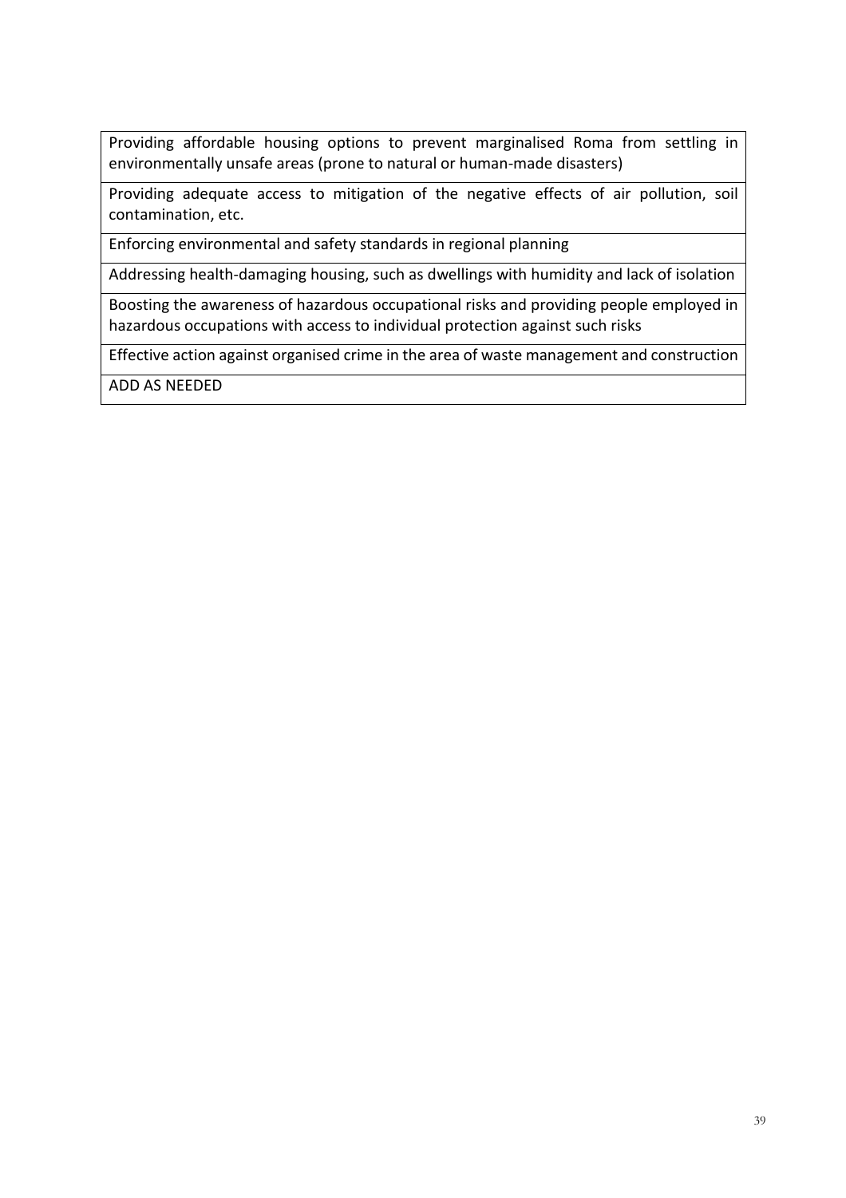| |
|---|
| Providing affordable housing options to prevent marginalised Roma from settling in environmentally unsafe areas (prone to natural or human-made disasters) |
| Providing adequate access to mitigation of the negative effects of air pollution, soil contamination, etc. |
| Enforcing environmental and safety standards in regional planning |
| Addressing health-damaging housing, such as dwellings with humidity and lack of isolation |
| Boosting the awareness of hazardous occupational risks and providing people employed in hazardous occupations with access to individual protection against such risks |
| Effective action against organised crime in the area of waste management and construction |
| ADD AS NEEDED |